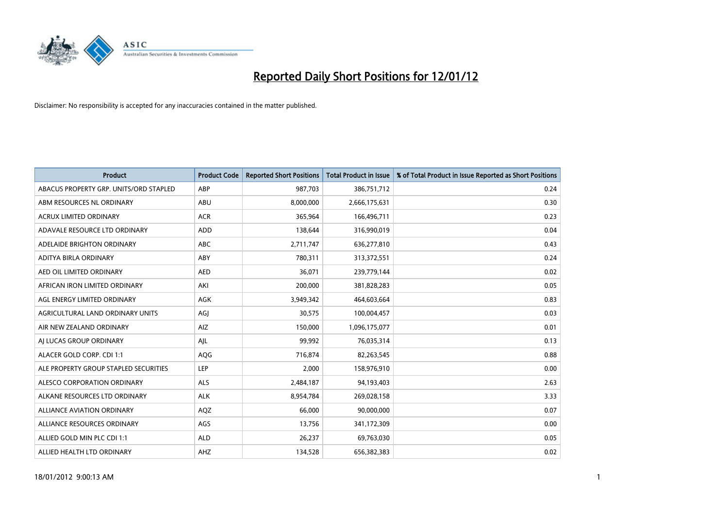# Reported Daily Short Positions for 12/01/12

Disclaimer: No responsibility is accepted for any inaccuracies contained in the matter published.

| Product | Product Code | Reported Short Positions | Total Product in Issue | % of Total Product in Issue Reported as Short Positions |
|---|---|---|---|---|
| ABACUS PROPERTY GRP. UNITS/ORD STAPLED | ABP | 987,703 | 386,751,712 | 0.24 |
| ABM RESOURCES NL ORDINARY | ABU | 8,000,000 | 2,666,175,631 | 0.30 |
| ACRUX LIMITED ORDINARY | ACR | 365,964 | 166,496,711 | 0.23 |
| ADAVALE RESOURCE LTD ORDINARY | ADD | 138,644 | 316,990,019 | 0.04 |
| ADELAIDE BRIGHTON ORDINARY | ABC | 2,711,747 | 636,277,810 | 0.43 |
| ADITYA BIRLA ORDINARY | ABY | 780,311 | 313,372,551 | 0.24 |
| AED OIL LIMITED ORDINARY | AED | 36,071 | 239,779,144 | 0.02 |
| AFRICAN IRON LIMITED ORDINARY | AKI | 200,000 | 381,828,283 | 0.05 |
| AGL ENERGY LIMITED ORDINARY | AGK | 3,949,342 | 464,603,664 | 0.83 |
| AGRICULTURAL LAND ORDINARY UNITS | AGJ | 30,575 | 100,004,457 | 0.03 |
| AIR NEW ZEALAND ORDINARY | AIZ | 150,000 | 1,096,175,077 | 0.01 |
| AJ LUCAS GROUP ORDINARY | AJL | 99,992 | 76,035,314 | 0.13 |
| ALACER GOLD CORP. CDI 1:1 | AQG | 716,874 | 82,263,545 | 0.88 |
| ALE PROPERTY GROUP STAPLED SECURITIES | LEP | 2,000 | 158,976,910 | 0.00 |
| ALESCO CORPORATION ORDINARY | ALS | 2,484,187 | 94,193,403 | 2.63 |
| ALKANE RESOURCES LTD ORDINARY | ALK | 8,954,784 | 269,028,158 | 3.33 |
| ALLIANCE AVIATION ORDINARY | AQZ | 66,000 | 90,000,000 | 0.07 |
| ALLIANCE RESOURCES ORDINARY | AGS | 13,756 | 341,172,309 | 0.00 |
| ALLIED GOLD MIN PLC CDI 1:1 | ALD | 26,237 | 69,763,030 | 0.05 |
| ALLIED HEALTH LTD ORDINARY | AHZ | 134,528 | 656,382,383 | 0.02 |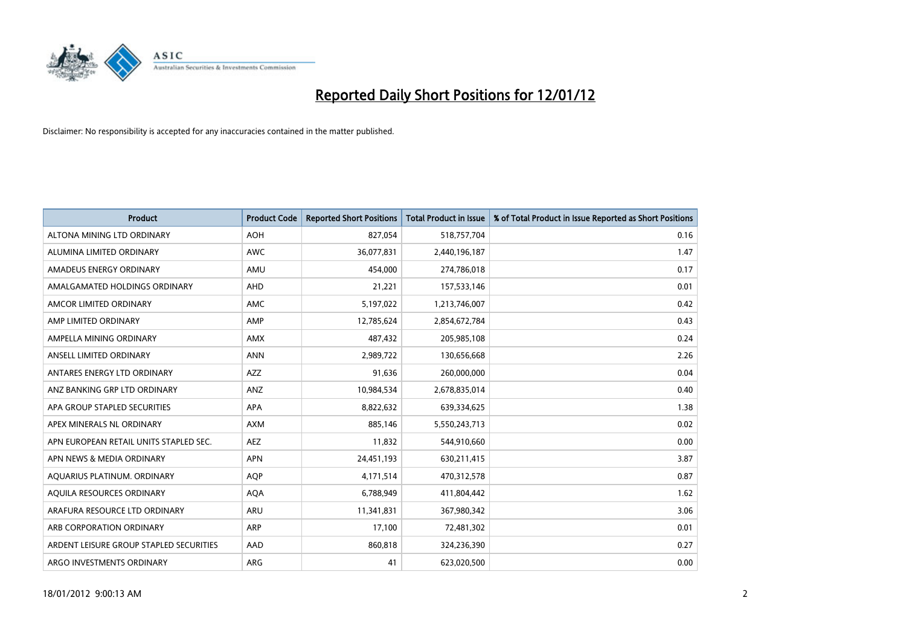# Reported Daily Short Positions for 12/01/12

Disclaimer: No responsibility is accepted for any inaccuracies contained in the matter published.

| Product | Product Code | Reported Short Positions | Total Product in Issue | % of Total Product in Issue Reported as Short Positions |
|---|---|---|---|---|
| ALTONA MINING LTD ORDINARY | AOH | 827,054 | 518,757,704 | 0.16 |
| ALUMINA LIMITED ORDINARY | AWC | 36,077,831 | 2,440,196,187 | 1.47 |
| AMADEUS ENERGY ORDINARY | AMU | 454,000 | 274,786,018 | 0.17 |
| AMALGAMATED HOLDINGS ORDINARY | AHD | 21,221 | 157,533,146 | 0.01 |
| AMCOR LIMITED ORDINARY | AMC | 5,197,022 | 1,213,746,007 | 0.42 |
| AMP LIMITED ORDINARY | AMP | 12,785,624 | 2,854,672,784 | 0.43 |
| AMPELLA MINING ORDINARY | AMX | 487,432 | 205,985,108 | 0.24 |
| ANSELL LIMITED ORDINARY | ANN | 2,989,722 | 130,656,668 | 2.26 |
| ANTARES ENERGY LTD ORDINARY | AZZ | 91,636 | 260,000,000 | 0.04 |
| ANZ BANKING GRP LTD ORDINARY | ANZ | 10,984,534 | 2,678,835,014 | 0.40 |
| APA GROUP STAPLED SECURITIES | APA | 8,822,632 | 639,334,625 | 1.38 |
| APEX MINERALS NL ORDINARY | AXM | 885,146 | 5,550,243,713 | 0.02 |
| APN EUROPEAN RETAIL UNITS STAPLED SEC. | AEZ | 11,832 | 544,910,660 | 0.00 |
| APN NEWS & MEDIA ORDINARY | APN | 24,451,193 | 630,211,415 | 3.87 |
| AQUARIUS PLATINUM. ORDINARY | AQP | 4,171,514 | 470,312,578 | 0.87 |
| AQUILA RESOURCES ORDINARY | AQA | 6,788,949 | 411,804,442 | 1.62 |
| ARAFURA RESOURCE LTD ORDINARY | ARU | 11,341,831 | 367,980,342 | 3.06 |
| ARB CORPORATION ORDINARY | ARP | 17,100 | 72,481,302 | 0.01 |
| ARDENT LEISURE GROUP STAPLED SECURITIES | AAD | 860,818 | 324,236,390 | 0.27 |
| ARGO INVESTMENTS ORDINARY | ARG | 41 | 623,020,500 | 0.00 |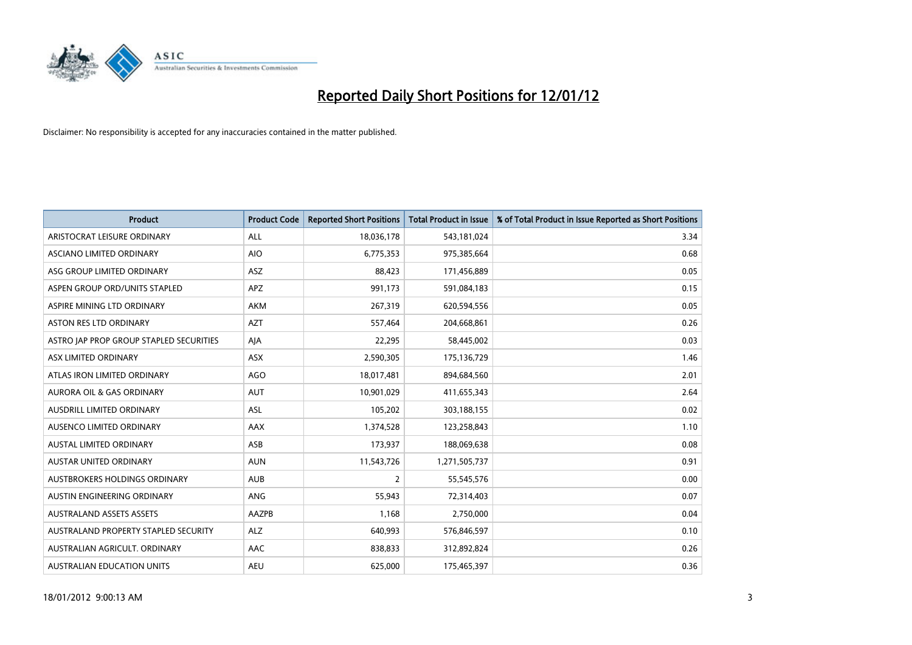# Reported Daily Short Positions for 12/01/12

Disclaimer: No responsibility is accepted for any inaccuracies contained in the matter published.

| Product | Product Code | Reported Short Positions | Total Product in Issue | % of Total Product in Issue Reported as Short Positions |
|---|---|---|---|---|
| ARISTOCRAT LEISURE ORDINARY | ALL | 18,036,178 | 543,181,024 | 3.34 |
| ASCIANO LIMITED ORDINARY | AIO | 6,775,353 | 975,385,664 | 0.68 |
| ASG GROUP LIMITED ORDINARY | ASZ | 88,423 | 171,456,889 | 0.05 |
| ASPEN GROUP ORD/UNITS STAPLED | APZ | 991,173 | 591,084,183 | 0.15 |
| ASPIRE MINING LTD ORDINARY | AKM | 267,319 | 620,594,556 | 0.05 |
| ASTON RES LTD ORDINARY | AZT | 557,464 | 204,668,861 | 0.26 |
| ASTRO JAP PROP GROUP STAPLED SECURITIES | AJA | 22,295 | 58,445,002 | 0.03 |
| ASX LIMITED ORDINARY | ASX | 2,590,305 | 175,136,729 | 1.46 |
| ATLAS IRON LIMITED ORDINARY | AGO | 18,017,481 | 894,684,560 | 2.01 |
| AURORA OIL & GAS ORDINARY | AUT | 10,901,029 | 411,655,343 | 2.64 |
| AUSDRILL LIMITED ORDINARY | ASL | 105,202 | 303,188,155 | 0.02 |
| AUSENCO LIMITED ORDINARY | AAX | 1,374,528 | 123,258,843 | 1.10 |
| AUSTAL LIMITED ORDINARY | ASB | 173,937 | 188,069,638 | 0.08 |
| AUSTAR UNITED ORDINARY | AUN | 11,543,726 | 1,271,505,737 | 0.91 |
| AUSTBROKERS HOLDINGS ORDINARY | AUB | 2 | 55,545,576 | 0.00 |
| AUSTIN ENGINEERING ORDINARY | ANG | 55,943 | 72,314,403 | 0.07 |
| AUSTRALAND ASSETS ASSETS | AAZPB | 1,168 | 2,750,000 | 0.04 |
| AUSTRALAND PROPERTY STAPLED SECURITY | ALZ | 640,993 | 576,846,597 | 0.10 |
| AUSTRALIAN AGRICULT. ORDINARY | AAC | 838,833 | 312,892,824 | 0.26 |
| AUSTRALIAN EDUCATION UNITS | AEU | 625,000 | 175,465,397 | 0.36 |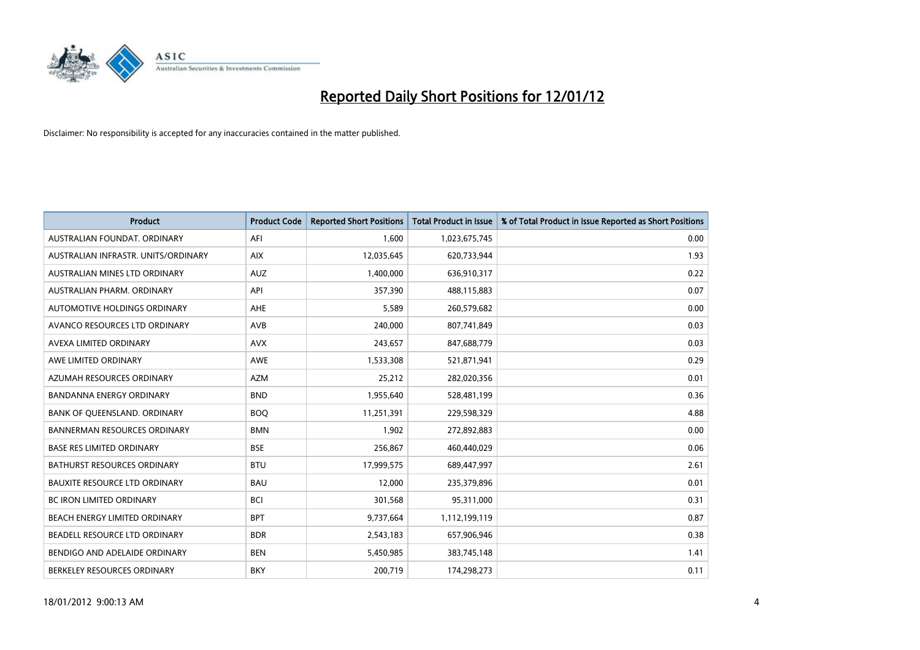# Reported Daily Short Positions for 12/01/12

Disclaimer: No responsibility is accepted for any inaccuracies contained in the matter published.

| Product | Product Code | Reported Short Positions | Total Product in Issue | % of Total Product in Issue Reported as Short Positions |
|---|---|---|---|---|
| AUSTRALIAN FOUNDAT. ORDINARY | AFI | 1,600 | 1,023,675,745 | 0.00 |
| AUSTRALIAN INFRASTR. UNITS/ORDINARY | AIX | 12,035,645 | 620,733,944 | 1.93 |
| AUSTRALIAN MINES LTD ORDINARY | AUZ | 1,400,000 | 636,910,317 | 0.22 |
| AUSTRALIAN PHARM. ORDINARY | API | 357,390 | 488,115,883 | 0.07 |
| AUTOMOTIVE HOLDINGS ORDINARY | AHE | 5,589 | 260,579,682 | 0.00 |
| AVANCO RESOURCES LTD ORDINARY | AVB | 240,000 | 807,741,849 | 0.03 |
| AVEXA LIMITED ORDINARY | AVX | 243,657 | 847,688,779 | 0.03 |
| AWE LIMITED ORDINARY | AWE | 1,533,308 | 521,871,941 | 0.29 |
| AZUMAH RESOURCES ORDINARY | AZM | 25,212 | 282,020,356 | 0.01 |
| BANDANNA ENERGY ORDINARY | BND | 1,955,640 | 528,481,199 | 0.36 |
| BANK OF QUEENSLAND. ORDINARY | BOQ | 11,251,391 | 229,598,329 | 4.88 |
| BANNERMAN RESOURCES ORDINARY | BMN | 1,902 | 272,892,883 | 0.00 |
| BASE RES LIMITED ORDINARY | BSE | 256,867 | 460,440,029 | 0.06 |
| BATHURST RESOURCES ORDINARY | BTU | 17,999,575 | 689,447,997 | 2.61 |
| BAUXITE RESOURCE LTD ORDINARY | BAU | 12,000 | 235,379,896 | 0.01 |
| BC IRON LIMITED ORDINARY | BCI | 301,568 | 95,311,000 | 0.31 |
| BEACH ENERGY LIMITED ORDINARY | BPT | 9,737,664 | 1,112,199,119 | 0.87 |
| BEADELL RESOURCE LTD ORDINARY | BDR | 2,543,183 | 657,906,946 | 0.38 |
| BENDIGO AND ADELAIDE ORDINARY | BEN | 5,450,985 | 383,745,148 | 1.41 |
| BERKELEY RESOURCES ORDINARY | BKY | 200,719 | 174,298,273 | 0.11 |

18/01/2012 9:00:13 AM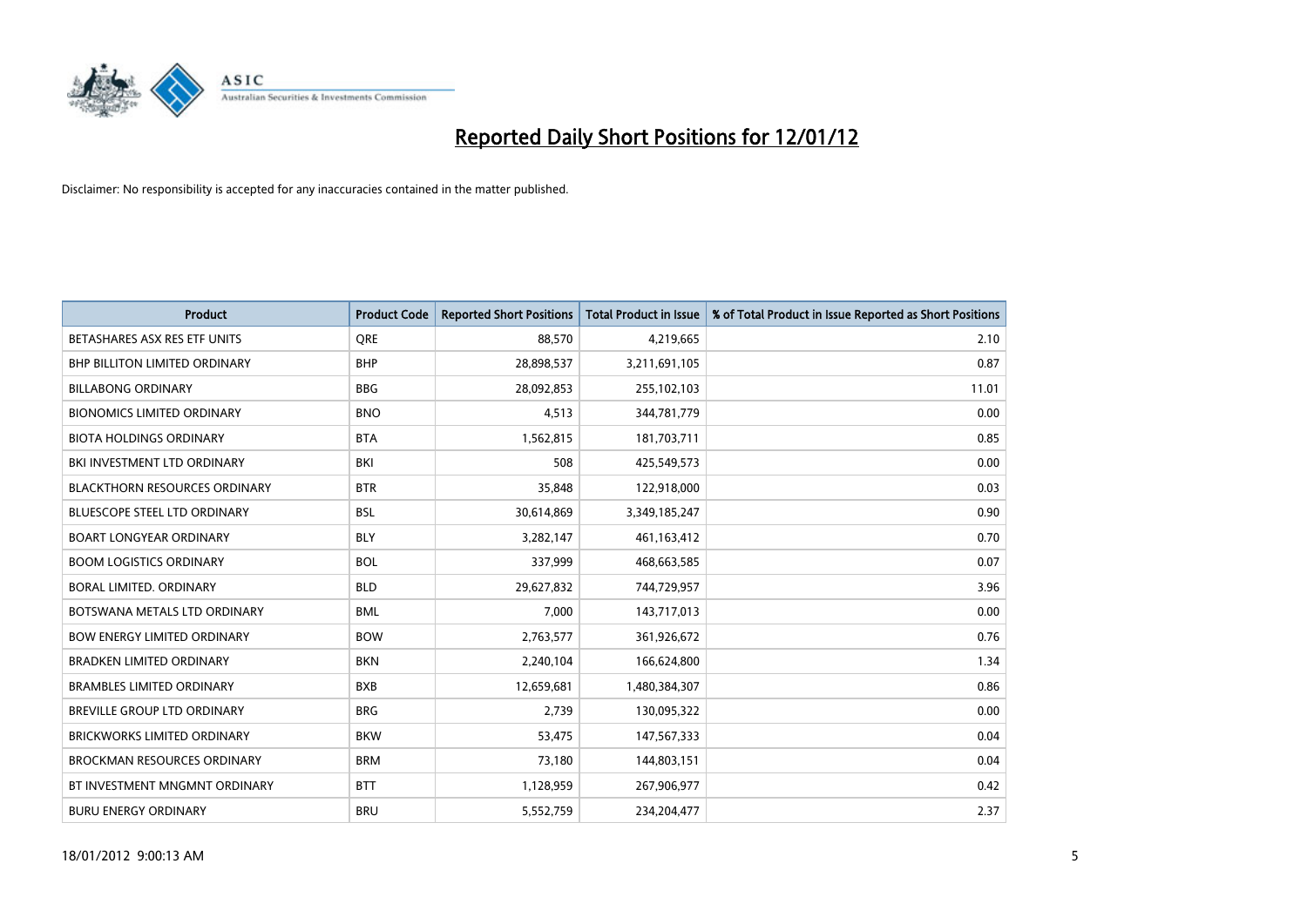# Reported Daily Short Positions for 12/01/12

Disclaimer: No responsibility is accepted for any inaccuracies contained in the matter published.

| Product | Product Code | Reported Short Positions | Total Product in Issue | % of Total Product in Issue Reported as Short Positions |
|---|---|---|---|---|
| BETASHARES ASX RES ETF UNITS | QRE | 88,570 | 4,219,665 | 2.10 |
| BHP BILLITON LIMITED ORDINARY | BHP | 28,898,537 | 3,211,691,105 | 0.87 |
| BILLABONG ORDINARY | BBG | 28,092,853 | 255,102,103 | 11.01 |
| BIONOMICS LIMITED ORDINARY | BNO | 4,513 | 344,781,779 | 0.00 |
| BIOTA HOLDINGS ORDINARY | BTA | 1,562,815 | 181,703,711 | 0.85 |
| BKI INVESTMENT LTD ORDINARY | BKI | 508 | 425,549,573 | 0.00 |
| BLACKTHORN RESOURCES ORDINARY | BTR | 35,848 | 122,918,000 | 0.03 |
| BLUESCOPE STEEL LTD ORDINARY | BSL | 30,614,869 | 3,349,185,247 | 0.90 |
| BOART LONGYEAR ORDINARY | BLY | 3,282,147 | 461,163,412 | 0.70 |
| BOOM LOGISTICS ORDINARY | BOL | 337,999 | 468,663,585 | 0.07 |
| BORAL LIMITED. ORDINARY | BLD | 29,627,832 | 744,729,957 | 3.96 |
| BOTSWANA METALS LTD ORDINARY | BML | 7,000 | 143,717,013 | 0.00 |
| BOW ENERGY LIMITED ORDINARY | BOW | 2,763,577 | 361,926,672 | 0.76 |
| BRADKEN LIMITED ORDINARY | BKN | 2,240,104 | 166,624,800 | 1.34 |
| BRAMBLES LIMITED ORDINARY | BXB | 12,659,681 | 1,480,384,307 | 0.86 |
| BREVILLE GROUP LTD ORDINARY | BRG | 2,739 | 130,095,322 | 0.00 |
| BRICKWORKS LIMITED ORDINARY | BKW | 53,475 | 147,567,333 | 0.04 |
| BROCKMAN RESOURCES ORDINARY | BRM | 73,180 | 144,803,151 | 0.04 |
| BT INVESTMENT MNGMNT ORDINARY | BTT | 1,128,959 | 267,906,977 | 0.42 |
| BURU ENERGY ORDINARY | BRU | 5,552,759 | 234,204,477 | 2.37 |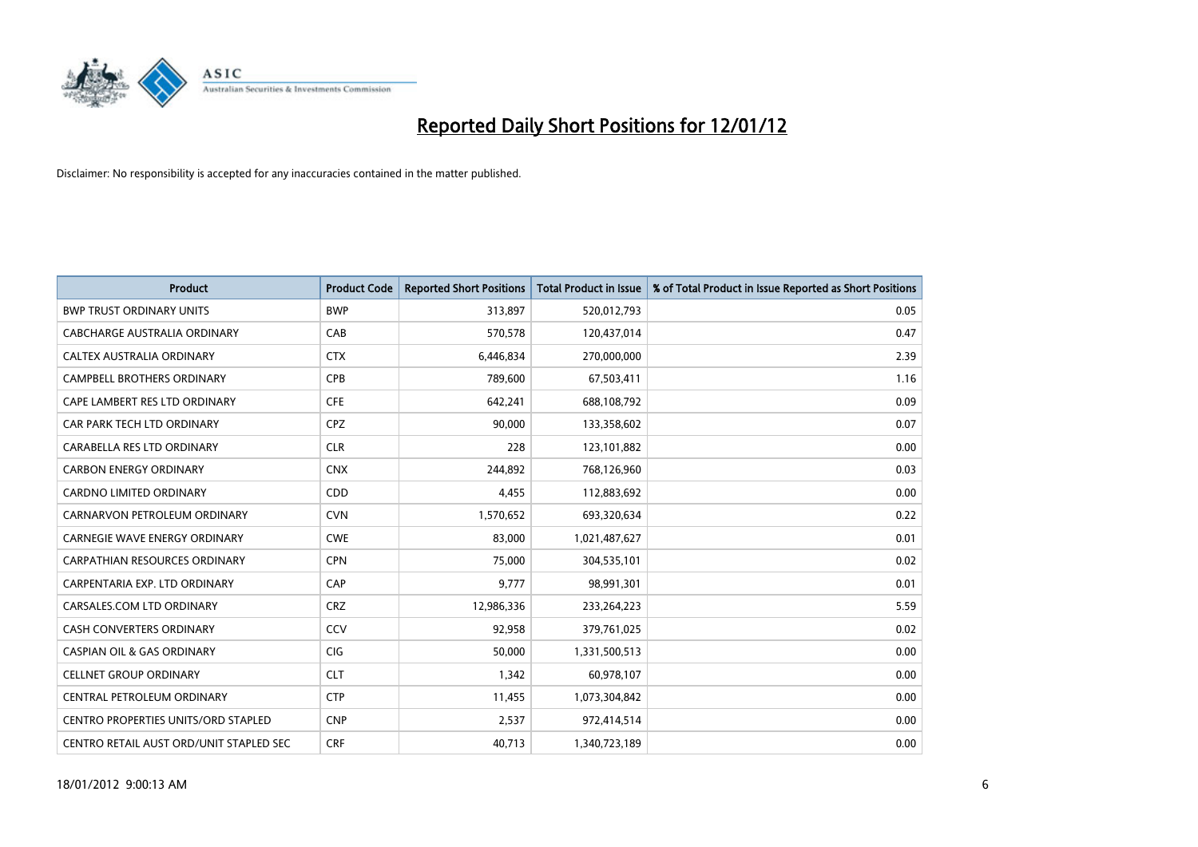# Reported Daily Short Positions for 12/01/12

Disclaimer: No responsibility is accepted for any inaccuracies contained in the matter published.

| Product | Product Code | Reported Short Positions | Total Product in Issue | % of Total Product in Issue Reported as Short Positions |
|---|---|---|---|---|
| BWP TRUST ORDINARY UNITS | BWP | 313,897 | 520,012,793 | 0.05 |
| CABCHARGE AUSTRALIA ORDINARY | CAB | 570,578 | 120,437,014 | 0.47 |
| CALTEX AUSTRALIA ORDINARY | CTX | 6,446,834 | 270,000,000 | 2.39 |
| CAMPBELL BROTHERS ORDINARY | CPB | 789,600 | 67,503,411 | 1.16 |
| CAPE LAMBERT RES LTD ORDINARY | CFE | 642,241 | 688,108,792 | 0.09 |
| CAR PARK TECH LTD ORDINARY | CPZ | 90,000 | 133,358,602 | 0.07 |
| CARABELLA RES LTD ORDINARY | CLR | 228 | 123,101,882 | 0.00 |
| CARBON ENERGY ORDINARY | CNX | 244,892 | 768,126,960 | 0.03 |
| CARDNO LIMITED ORDINARY | CDD | 4,455 | 112,883,692 | 0.00 |
| CARNARVON PETROLEUM ORDINARY | CVN | 1,570,652 | 693,320,634 | 0.22 |
| CARNEGIE WAVE ENERGY ORDINARY | CWE | 83,000 | 1,021,487,627 | 0.01 |
| CARPATHIAN RESOURCES ORDINARY | CPN | 75,000 | 304,535,101 | 0.02 |
| CARPENTARIA EXP. LTD ORDINARY | CAP | 9,777 | 98,991,301 | 0.01 |
| CARSALES.COM LTD ORDINARY | CRZ | 12,986,336 | 233,264,223 | 5.59 |
| CASH CONVERTERS ORDINARY | CCV | 92,958 | 379,761,025 | 0.02 |
| CASPIAN OIL & GAS ORDINARY | CIG | 50,000 | 1,331,500,513 | 0.00 |
| CELLNET GROUP ORDINARY | CLT | 1,342 | 60,978,107 | 0.00 |
| CENTRAL PETROLEUM ORDINARY | CTP | 11,455 | 1,073,304,842 | 0.00 |
| CENTRO PROPERTIES UNITS/ORD STAPLED | CNP | 2,537 | 972,414,514 | 0.00 |
| CENTRO RETAIL AUST ORD/UNIT STAPLED SEC | CRF | 40,713 | 1,340,723,189 | 0.00 |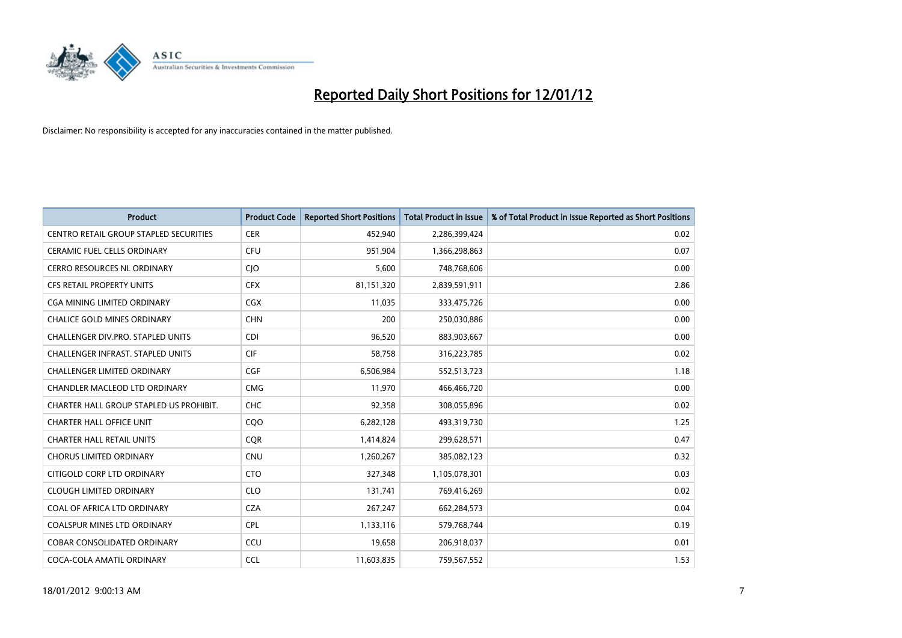# Reported Daily Short Positions for 12/01/12

Disclaimer: No responsibility is accepted for any inaccuracies contained in the matter published.

| Product | Product Code | Reported Short Positions | Total Product in Issue | % of Total Product in Issue Reported as Short Positions |
|---|---|---|---|---|
| CENTRO RETAIL GROUP STAPLED SECURITIES | CER | 452,940 | 2,286,399,424 | 0.02 |
| CERAMIC FUEL CELLS ORDINARY | CFU | 951,904 | 1,366,298,863 | 0.07 |
| CERRO RESOURCES NL ORDINARY | CJO | 5,600 | 748,768,606 | 0.00 |
| CFS RETAIL PROPERTY UNITS | CFX | 81,151,320 | 2,839,591,911 | 2.86 |
| CGA MINING LIMITED ORDINARY | CGX | 11,035 | 333,475,726 | 0.00 |
| CHALICE GOLD MINES ORDINARY | CHN | 200 | 250,030,886 | 0.00 |
| CHALLENGER DIV.PRO. STAPLED UNITS | CDI | 96,520 | 883,903,667 | 0.00 |
| CHALLENGER INFRAST. STAPLED UNITS | CIF | 58,758 | 316,223,785 | 0.02 |
| CHALLENGER LIMITED ORDINARY | CGF | 6,506,984 | 552,513,723 | 1.18 |
| CHANDLER MACLEOD LTD ORDINARY | CMG | 11,970 | 466,466,720 | 0.00 |
| CHARTER HALL GROUP STAPLED US PROHIBIT. | CHC | 92,358 | 308,055,896 | 0.02 |
| CHARTER HALL OFFICE UNIT | CQO | 6,282,128 | 493,319,730 | 1.25 |
| CHARTER HALL RETAIL UNITS | CQR | 1,414,824 | 299,628,571 | 0.47 |
| CHORUS LIMITED ORDINARY | CNU | 1,260,267 | 385,082,123 | 0.32 |
| CITIGOLD CORP LTD ORDINARY | CTO | 327,348 | 1,105,078,301 | 0.03 |
| CLOUGH LIMITED ORDINARY | CLO | 131,741 | 769,416,269 | 0.02 |
| COAL OF AFRICA LTD ORDINARY | CZA | 267,247 | 662,284,573 | 0.04 |
| COALSPUR MINES LTD ORDINARY | CPL | 1,133,116 | 579,768,744 | 0.19 |
| COBAR CONSOLIDATED ORDINARY | CCU | 19,658 | 206,918,037 | 0.01 |
| COCA-COLA AMATIL ORDINARY | CCL | 11,603,835 | 759,567,552 | 1.53 |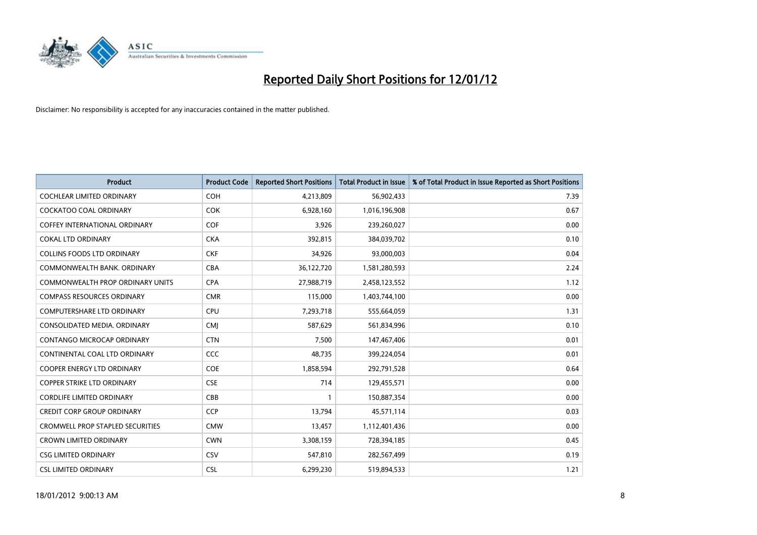# Reported Daily Short Positions for 12/01/12

Disclaimer: No responsibility is accepted for any inaccuracies contained in the matter published.

| Product | Product Code | Reported Short Positions | Total Product in Issue | % of Total Product in Issue Reported as Short Positions |
|---|---|---|---|---|
| COCHLEAR LIMITED ORDINARY | COH | 4,213,809 | 56,902,433 | 7.39 |
| COCKATOO COAL ORDINARY | COK | 6,928,160 | 1,016,196,908 | 0.67 |
| COFFEY INTERNATIONAL ORDINARY | COF | 3,926 | 239,260,027 | 0.00 |
| COKAL LTD ORDINARY | CKA | 392,815 | 384,039,702 | 0.10 |
| COLLINS FOODS LTD ORDINARY | CKF | 34,926 | 93,000,003 | 0.04 |
| COMMONWEALTH BANK. ORDINARY | CBA | 36,122,720 | 1,581,280,593 | 2.24 |
| COMMONWEALTH PROP ORDINARY UNITS | CPA | 27,988,719 | 2,458,123,552 | 1.12 |
| COMPASS RESOURCES ORDINARY | CMR | 115,000 | 1,403,744,100 | 0.00 |
| COMPUTERSHARE LTD ORDINARY | CPU | 7,293,718 | 555,664,059 | 1.31 |
| CONSOLIDATED MEDIA. ORDINARY | CMJ | 587,629 | 561,834,996 | 0.10 |
| CONTANGO MICROCAP ORDINARY | CTN | 7,500 | 147,467,406 | 0.01 |
| CONTINENTAL COAL LTD ORDINARY | CCC | 48,735 | 399,224,054 | 0.01 |
| COOPER ENERGY LTD ORDINARY | COE | 1,858,594 | 292,791,528 | 0.64 |
| COPPER STRIKE LTD ORDINARY | CSE | 714 | 129,455,571 | 0.00 |
| CORDLIFE LIMITED ORDINARY | CBB | 1 | 150,887,354 | 0.00 |
| CREDIT CORP GROUP ORDINARY | CCP | 13,794 | 45,571,114 | 0.03 |
| CROMWELL PROP STAPLED SECURITIES | CMW | 13,457 | 1,112,401,436 | 0.00 |
| CROWN LIMITED ORDINARY | CWN | 3,308,159 | 728,394,185 | 0.45 |
| CSG LIMITED ORDINARY | CSV | 547,810 | 282,567,499 | 0.19 |
| CSL LIMITED ORDINARY | CSL | 6,299,230 | 519,894,533 | 1.21 |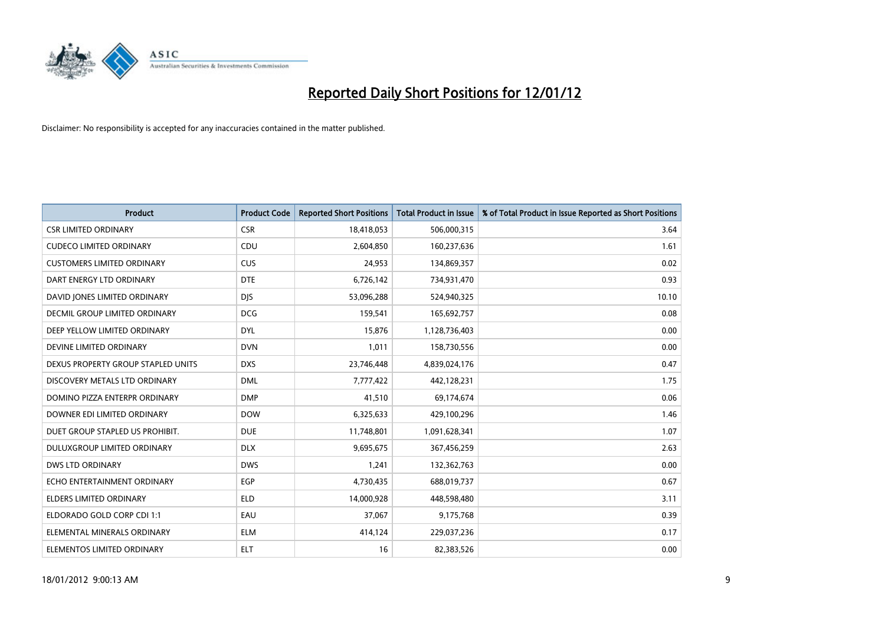# Reported Daily Short Positions for 12/01/12

Disclaimer: No responsibility is accepted for any inaccuracies contained in the matter published.

| Product | Product Code | Reported Short Positions | Total Product in Issue | % of Total Product in Issue Reported as Short Positions |
|---|---|---|---|---|
| CSR LIMITED ORDINARY | CSR | 18,418,053 | 506,000,315 | 3.64 |
| CUDECO LIMITED ORDINARY | CDU | 2,604,850 | 160,237,636 | 1.61 |
| CUSTOMERS LIMITED ORDINARY | CUS | 24,953 | 134,869,357 | 0.02 |
| DART ENERGY LTD ORDINARY | DTE | 6,726,142 | 734,931,470 | 0.93 |
| DAVID JONES LIMITED ORDINARY | DJS | 53,096,288 | 524,940,325 | 10.10 |
| DECMIL GROUP LIMITED ORDINARY | DCG | 159,541 | 165,692,757 | 0.08 |
| DEEP YELLOW LIMITED ORDINARY | DYL | 15,876 | 1,128,736,403 | 0.00 |
| DEVINE LIMITED ORDINARY | DVN | 1,011 | 158,730,556 | 0.00 |
| DEXUS PROPERTY GROUP STAPLED UNITS | DXS | 23,746,448 | 4,839,024,176 | 0.47 |
| DISCOVERY METALS LTD ORDINARY | DML | 7,777,422 | 442,128,231 | 1.75 |
| DOMINO PIZZA ENTERPR ORDINARY | DMP | 41,510 | 69,174,674 | 0.06 |
| DOWNER EDI LIMITED ORDINARY | DOW | 6,325,633 | 429,100,296 | 1.46 |
| DUET GROUP STAPLED US PROHIBIT. | DUE | 11,748,801 | 1,091,628,341 | 1.07 |
| DULUXGROUP LIMITED ORDINARY | DLX | 9,695,675 | 367,456,259 | 2.63 |
| DWS LTD ORDINARY | DWS | 1,241 | 132,362,763 | 0.00 |
| ECHO ENTERTAINMENT ORDINARY | EGP | 4,730,435 | 688,019,737 | 0.67 |
| ELDERS LIMITED ORDINARY | ELD | 14,000,928 | 448,598,480 | 3.11 |
| ELDORADO GOLD CORP CDI 1:1 | EAU | 37,067 | 9,175,768 | 0.39 |
| ELEMENTAL MINERALS ORDINARY | ELM | 414,124 | 229,037,236 | 0.17 |
| ELEMENTOS LIMITED ORDINARY | ELT | 16 | 82,383,526 | 0.00 |

18/01/2012 9:00:13 AM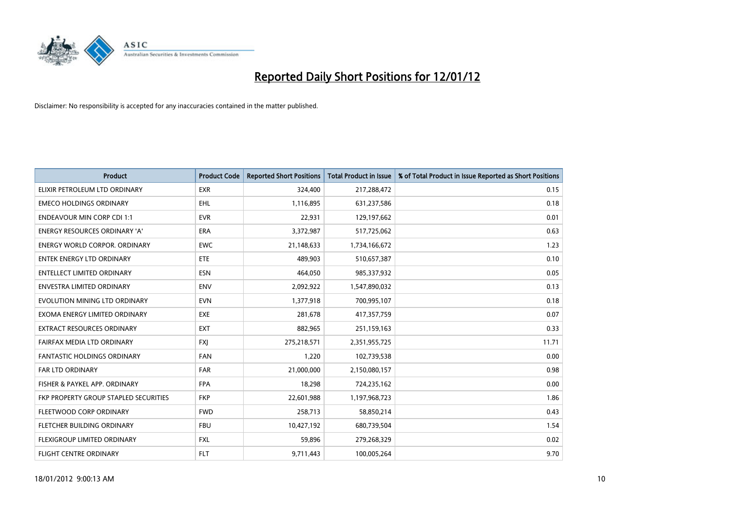# Reported Daily Short Positions for 12/01/12

Disclaimer: No responsibility is accepted for any inaccuracies contained in the matter published.

| Product | Product Code | Reported Short Positions | Total Product in Issue | % of Total Product in Issue Reported as Short Positions |
|---|---|---|---|---|
| ELIXIR PETROLEUM LTD ORDINARY | EXR | 324,400 | 217,288,472 | 0.15 |
| EMECO HOLDINGS ORDINARY | EHL | 1,116,895 | 631,237,586 | 0.18 |
| ENDEAVOUR MIN CORP CDI 1:1 | EVR | 22,931 | 129,197,662 | 0.01 |
| ENERGY RESOURCES ORDINARY 'A' | ERA | 3,372,987 | 517,725,062 | 0.63 |
| ENERGY WORLD CORPOR. ORDINARY | EWC | 21,148,633 | 1,734,166,672 | 1.23 |
| ENTEK ENERGY LTD ORDINARY | ETE | 489,903 | 510,657,387 | 0.10 |
| ENTELLECT LIMITED ORDINARY | ESN | 464,050 | 985,337,932 | 0.05 |
| ENVESTRA LIMITED ORDINARY | ENV | 2,092,922 | 1,547,890,032 | 0.13 |
| EVOLUTION MINING LTD ORDINARY | EVN | 1,377,918 | 700,995,107 | 0.18 |
| EXOMA ENERGY LIMITED ORDINARY | EXE | 281,678 | 417,357,759 | 0.07 |
| EXTRACT RESOURCES ORDINARY | EXT | 882,965 | 251,159,163 | 0.33 |
| FAIRFAX MEDIA LTD ORDINARY | FXJ | 275,218,571 | 2,351,955,725 | 11.71 |
| FANTASTIC HOLDINGS ORDINARY | FAN | 1,220 | 102,739,538 | 0.00 |
| FAR LTD ORDINARY | FAR | 21,000,000 | 2,150,080,157 | 0.98 |
| FISHER & PAYKEL APP. ORDINARY | FPA | 18,298 | 724,235,162 | 0.00 |
| FKP PROPERTY GROUP STAPLED SECURITIES | FKP | 22,601,988 | 1,197,968,723 | 1.86 |
| FLEETWOOD CORP ORDINARY | FWD | 258,713 | 58,850,214 | 0.43 |
| FLETCHER BUILDING ORDINARY | FBU | 10,427,192 | 680,739,504 | 1.54 |
| FLEXIGROUP LIMITED ORDINARY | FXL | 59,896 | 279,268,329 | 0.02 |
| FLIGHT CENTRE ORDINARY | FLT | 9,711,443 | 100,005,264 | 9.70 |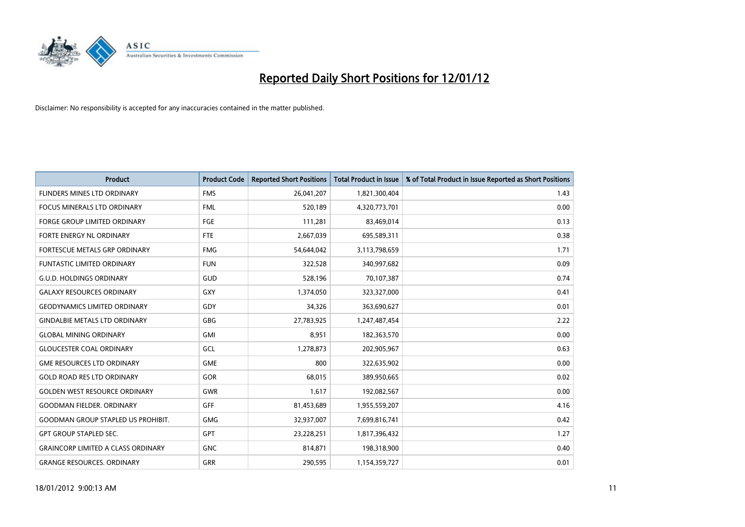# Reported Daily Short Positions for 12/01/12

Disclaimer: No responsibility is accepted for any inaccuracies contained in the matter published.

| Product | Product Code | Reported Short Positions | Total Product in Issue | % of Total Product in Issue Reported as Short Positions |
|---|---|---|---|---|
| FLINDERS MINES LTD ORDINARY | FMS | 26,041,207 | 1,821,300,404 | 1.43 |
| FOCUS MINERALS LTD ORDINARY | FML | 520,189 | 4,320,773,701 | 0.00 |
| FORGE GROUP LIMITED ORDINARY | FGE | 111,281 | 83,469,014 | 0.13 |
| FORTE ENERGY NL ORDINARY | FTE | 2,667,039 | 695,589,311 | 0.38 |
| FORTESCUE METALS GRP ORDINARY | FMG | 54,644,042 | 3,113,798,659 | 1.71 |
| FUNTASTIC LIMITED ORDINARY | FUN | 322,528 | 340,997,682 | 0.09 |
| G.U.D. HOLDINGS ORDINARY | GUD | 528,196 | 70,107,387 | 0.74 |
| GALAXY RESOURCES ORDINARY | GXY | 1,374,050 | 323,327,000 | 0.41 |
| GEODYNAMICS LIMITED ORDINARY | GDY | 34,326 | 363,690,627 | 0.01 |
| GINDALBIE METALS LTD ORDINARY | GBG | 27,783,925 | 1,247,487,454 | 2.22 |
| GLOBAL MINING ORDINARY | GMI | 8,951 | 182,363,570 | 0.00 |
| GLOUCESTER COAL ORDINARY | GCL | 1,278,873 | 202,905,967 | 0.63 |
| GME RESOURCES LTD ORDINARY | GME | 800 | 322,635,902 | 0.00 |
| GOLD ROAD RES LTD ORDINARY | GOR | 68,015 | 389,950,665 | 0.02 |
| GOLDEN WEST RESOURCE ORDINARY | GWR | 1,617 | 192,082,567 | 0.00 |
| GOODMAN FIELDER. ORDINARY | GFF | 81,453,689 | 1,955,559,207 | 4.16 |
| GOODMAN GROUP STAPLED US PROHIBIT. | GMG | 32,937,007 | 7,699,816,741 | 0.42 |
| GPT GROUP STAPLED SEC. | GPT | 23,228,251 | 1,817,396,432 | 1.27 |
| GRAINCORP LIMITED A CLASS ORDINARY | GNC | 814,871 | 198,318,900 | 0.40 |
| GRANGE RESOURCES. ORDINARY | GRR | 290,595 | 1,154,359,727 | 0.01 |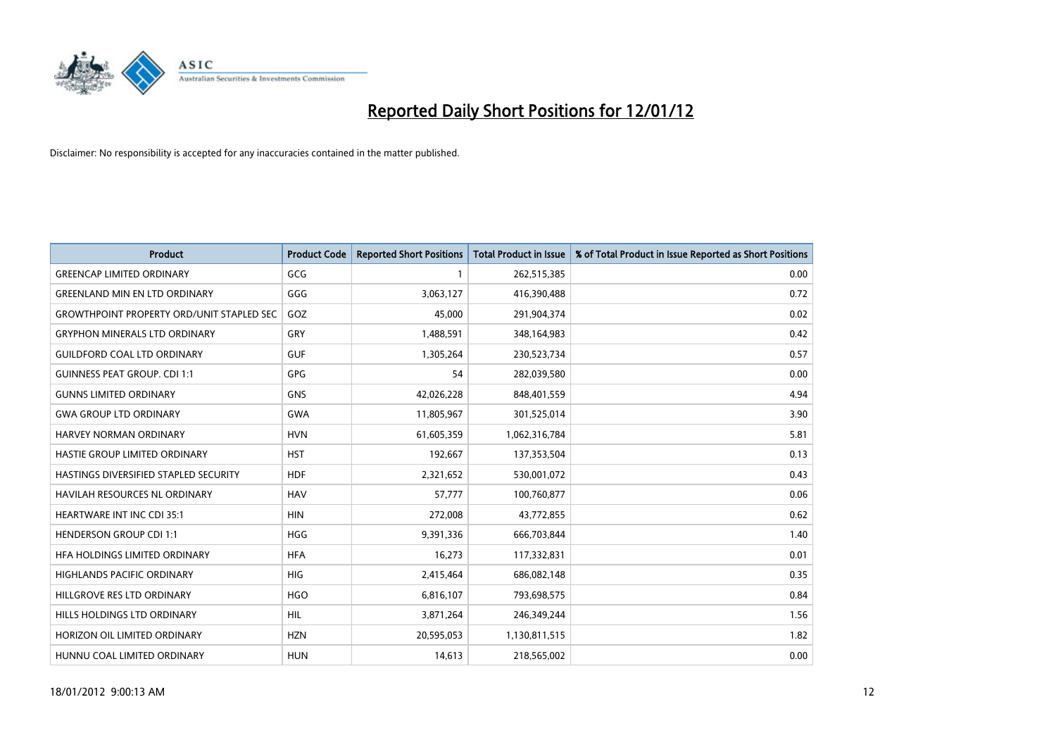# Reported Daily Short Positions for 12/01/12

Disclaimer: No responsibility is accepted for any inaccuracies contained in the matter published.

| Product | Product Code | Reported Short Positions | Total Product in Issue | % of Total Product in Issue Reported as Short Positions |
|---|---|---|---|---|
| GREENCAP LIMITED ORDINARY | GCG | 1 | 262,515,385 | 0.00 |
| GREENLAND MIN EN LTD ORDINARY | GGG | 3,063,127 | 416,390,488 | 0.72 |
| GROWTHPOINT PROPERTY ORD/UNIT STAPLED SEC | GOZ | 45,000 | 291,904,374 | 0.02 |
| GRYPHON MINERALS LTD ORDINARY | GRY | 1,488,591 | 348,164,983 | 0.42 |
| GUILDFORD COAL LTD ORDINARY | GUF | 1,305,264 | 230,523,734 | 0.57 |
| GUINNESS PEAT GROUP. CDI 1:1 | GPG | 54 | 282,039,580 | 0.00 |
| GUNNS LIMITED ORDINARY | GNS | 42,026,228 | 848,401,559 | 4.94 |
| GWA GROUP LTD ORDINARY | GWA | 11,805,967 | 301,525,014 | 3.90 |
| HARVEY NORMAN ORDINARY | HVN | 61,605,359 | 1,062,316,784 | 5.81 |
| HASTIE GROUP LIMITED ORDINARY | HST | 192,667 | 137,353,504 | 0.13 |
| HASTINGS DIVERSIFIED STAPLED SECURITY | HDF | 2,321,652 | 530,001,072 | 0.43 |
| HAVILAH RESOURCES NL ORDINARY | HAV | 57,777 | 100,760,877 | 0.06 |
| HEARTWARE INT INC CDI 35:1 | HIN | 272,008 | 43,772,855 | 0.62 |
| HENDERSON GROUP CDI 1:1 | HGG | 9,391,336 | 666,703,844 | 1.40 |
| HFA HOLDINGS LIMITED ORDINARY | HFA | 16,273 | 117,332,831 | 0.01 |
| HIGHLANDS PACIFIC ORDINARY | HIG | 2,415,464 | 686,082,148 | 0.35 |
| HILLGROVE RES LTD ORDINARY | HGO | 6,816,107 | 793,698,575 | 0.84 |
| HILLS HOLDINGS LTD ORDINARY | HIL | 3,871,264 | 246,349,244 | 1.56 |
| HORIZON OIL LIMITED ORDINARY | HZN | 20,595,053 | 1,130,811,515 | 1.82 |
| HUNNU COAL LIMITED ORDINARY | HUN | 14,613 | 218,565,002 | 0.00 |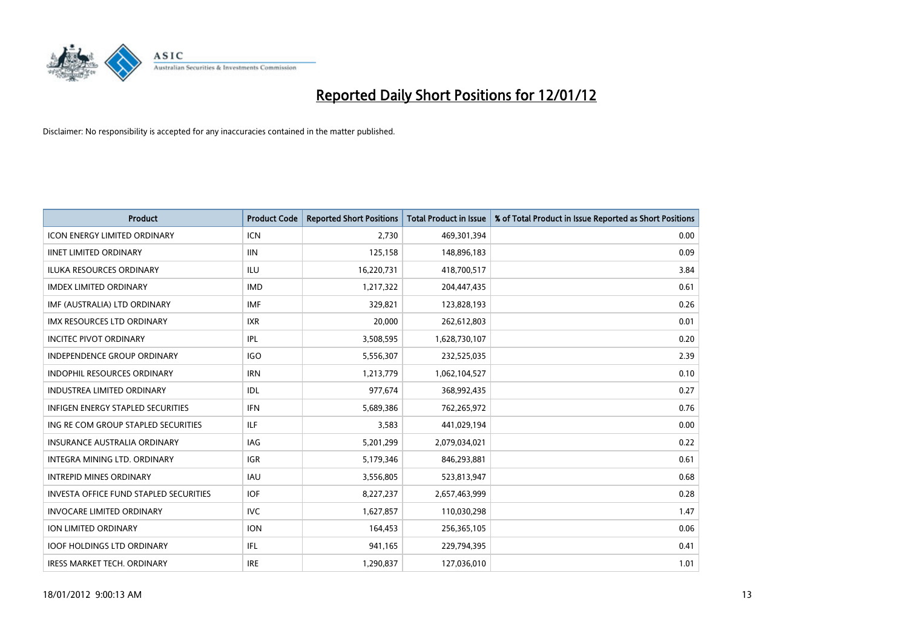# Reported Daily Short Positions for 12/01/12

Disclaimer: No responsibility is accepted for any inaccuracies contained in the matter published.

| Product | Product Code | Reported Short Positions | Total Product in Issue | % of Total Product in Issue Reported as Short Positions |
|---|---|---|---|---|
| ICON ENERGY LIMITED ORDINARY | ICN | 2,730 | 469,301,394 | 0.00 |
| IINET LIMITED ORDINARY | IIN | 125,158 | 148,896,183 | 0.09 |
| ILUKA RESOURCES ORDINARY | ILU | 16,220,731 | 418,700,517 | 3.84 |
| IMDEX LIMITED ORDINARY | IMD | 1,217,322 | 204,447,435 | 0.61 |
| IMF (AUSTRALIA) LTD ORDINARY | IMF | 329,821 | 123,828,193 | 0.26 |
| IMX RESOURCES LTD ORDINARY | IXR | 20,000 | 262,612,803 | 0.01 |
| INCITEC PIVOT ORDINARY | IPL | 3,508,595 | 1,628,730,107 | 0.20 |
| INDEPENDENCE GROUP ORDINARY | IGO | 5,556,307 | 232,525,035 | 2.39 |
| INDOPHIL RESOURCES ORDINARY | IRN | 1,213,779 | 1,062,104,527 | 0.10 |
| INDUSTREA LIMITED ORDINARY | IDL | 977,674 | 368,992,435 | 0.27 |
| INFIGEN ENERGY STAPLED SECURITIES | IFN | 5,689,386 | 762,265,972 | 0.76 |
| ING RE COM GROUP STAPLED SECURITIES | ILF | 3,583 | 441,029,194 | 0.00 |
| INSURANCE AUSTRALIA ORDINARY | IAG | 5,201,299 | 2,079,034,021 | 0.22 |
| INTEGRA MINING LTD. ORDINARY | IGR | 5,179,346 | 846,293,881 | 0.61 |
| INTREPID MINES ORDINARY | IAU | 3,556,805 | 523,813,947 | 0.68 |
| INVESTA OFFICE FUND STAPLED SECURITIES | IOF | 8,227,237 | 2,657,463,999 | 0.28 |
| INVOCARE LIMITED ORDINARY | IVC | 1,627,857 | 110,030,298 | 1.47 |
| ION LIMITED ORDINARY | ION | 164,453 | 256,365,105 | 0.06 |
| IOOF HOLDINGS LTD ORDINARY | IFL | 941,165 | 229,794,395 | 0.41 |
| IRESS MARKET TECH. ORDINARY | IRE | 1,290,837 | 127,036,010 | 1.01 |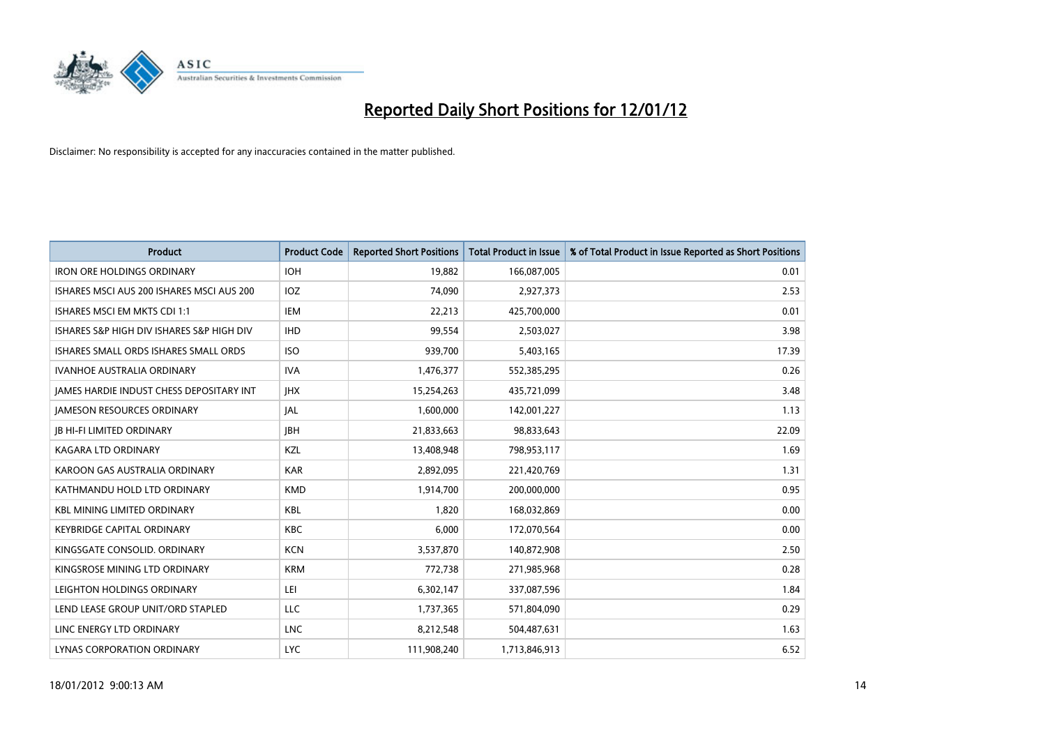# Reported Daily Short Positions for 12/01/12

Disclaimer: No responsibility is accepted for any inaccuracies contained in the matter published.

| Product | Product Code | Reported Short Positions | Total Product in Issue | % of Total Product in Issue Reported as Short Positions |
|---|---|---|---|---|
| IRON ORE HOLDINGS ORDINARY | IOH | 19,882 | 166,087,005 | 0.01 |
| ISHARES MSCI AUS 200 ISHARES MSCI AUS 200 | IOZ | 74,090 | 2,927,373 | 2.53 |
| ISHARES MSCI EM MKTS CDI 1:1 | IEM | 22,213 | 425,700,000 | 0.01 |
| ISHARES S&P HIGH DIV ISHARES S&P HIGH DIV | IHD | 99,554 | 2,503,027 | 3.98 |
| ISHARES SMALL ORDS ISHARES SMALL ORDS | ISO | 939,700 | 5,403,165 | 17.39 |
| IVANHOE AUSTRALIA ORDINARY | IVA | 1,476,377 | 552,385,295 | 0.26 |
| JAMES HARDIE INDUST CHESS DEPOSITARY INT | JHX | 15,254,263 | 435,721,099 | 3.48 |
| JAMESON RESOURCES ORDINARY | JAL | 1,600,000 | 142,001,227 | 1.13 |
| JB HI-FI LIMITED ORDINARY | JBH | 21,833,663 | 98,833,643 | 22.09 |
| KAGARA LTD ORDINARY | KZL | 13,408,948 | 798,953,117 | 1.69 |
| KAROON GAS AUSTRALIA ORDINARY | KAR | 2,892,095 | 221,420,769 | 1.31 |
| KATHMANDU HOLD LTD ORDINARY | KMD | 1,914,700 | 200,000,000 | 0.95 |
| KBL MINING LIMITED ORDINARY | KBL | 1,820 | 168,032,869 | 0.00 |
| KEYBRIDGE CAPITAL ORDINARY | KBC | 6,000 | 172,070,564 | 0.00 |
| KINGSGATE CONSOLID. ORDINARY | KCN | 3,537,870 | 140,872,908 | 2.50 |
| KINGSROSE MINING LTD ORDINARY | KRM | 772,738 | 271,985,968 | 0.28 |
| LEIGHTON HOLDINGS ORDINARY | LEI | 6,302,147 | 337,087,596 | 1.84 |
| LEND LEASE GROUP UNIT/ORD STAPLED | LLC | 1,737,365 | 571,804,090 | 0.29 |
| LINC ENERGY LTD ORDINARY | LNC | 8,212,548 | 504,487,631 | 1.63 |
| LYNAS CORPORATION ORDINARY | LYC | 111,908,240 | 1,713,846,913 | 6.52 |

18/01/2012 9:00:13 AM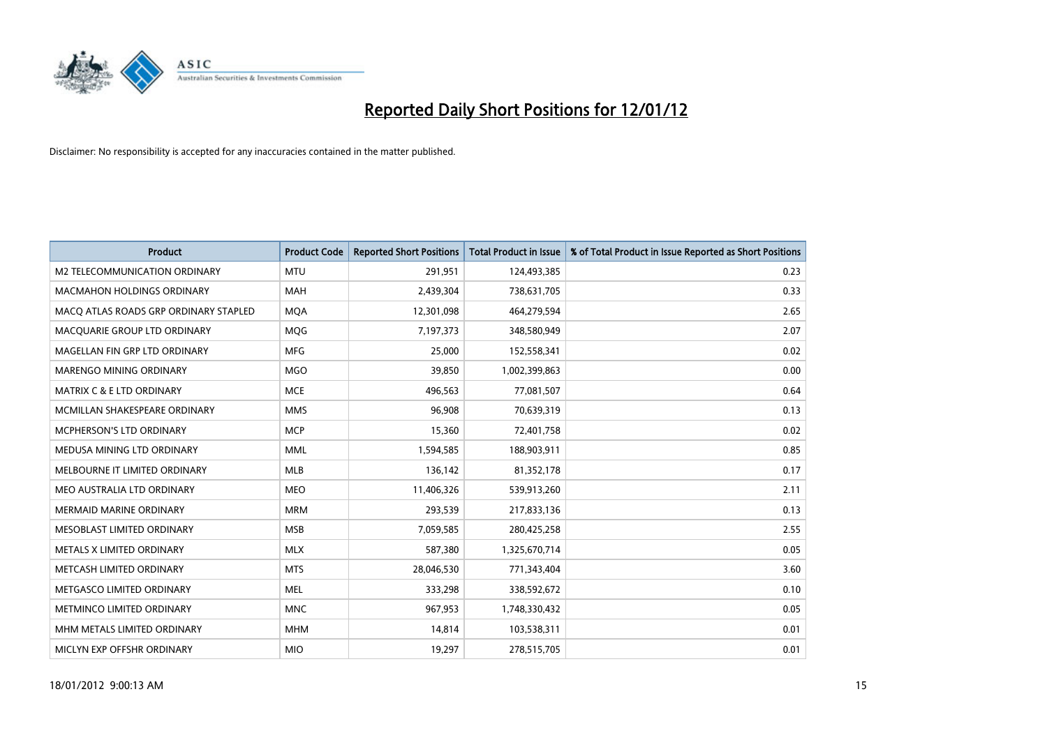# Reported Daily Short Positions for 12/01/12

Disclaimer: No responsibility is accepted for any inaccuracies contained in the matter published.

| Product | Product Code | Reported Short Positions | Total Product in Issue | % of Total Product in Issue Reported as Short Positions |
|---|---|---|---|---|
| M2 TELECOMMUNICATION ORDINARY | MTU | 291,951 | 124,493,385 | 0.23 |
| MACMAHON HOLDINGS ORDINARY | MAH | 2,439,304 | 738,631,705 | 0.33 |
| MACQ ATLAS ROADS GRP ORDINARY STAPLED | MQA | 12,301,098 | 464,279,594 | 2.65 |
| MACQUARIE GROUP LTD ORDINARY | MQG | 7,197,373 | 348,580,949 | 2.07 |
| MAGELLAN FIN GRP LTD ORDINARY | MFG | 25,000 | 152,558,341 | 0.02 |
| MARENGO MINING ORDINARY | MGO | 39,850 | 1,002,399,863 | 0.00 |
| MATRIX C & E LTD ORDINARY | MCE | 496,563 | 77,081,507 | 0.64 |
| MCMILLAN SHAKESPEARE ORDINARY | MMS | 96,908 | 70,639,319 | 0.13 |
| MCPHERSON'S LTD ORDINARY | MCP | 15,360 | 72,401,758 | 0.02 |
| MEDUSA MINING LTD ORDINARY | MML | 1,594,585 | 188,903,911 | 0.85 |
| MELBOURNE IT LIMITED ORDINARY | MLB | 136,142 | 81,352,178 | 0.17 |
| MEO AUSTRALIA LTD ORDINARY | MEO | 11,406,326 | 539,913,260 | 2.11 |
| MERMAID MARINE ORDINARY | MRM | 293,539 | 217,833,136 | 0.13 |
| MESOBLAST LIMITED ORDINARY | MSB | 7,059,585 | 280,425,258 | 2.55 |
| METALS X LIMITED ORDINARY | MLX | 587,380 | 1,325,670,714 | 0.05 |
| METCASH LIMITED ORDINARY | MTS | 28,046,530 | 771,343,404 | 3.60 |
| METGASCO LIMITED ORDINARY | MEL | 333,298 | 338,592,672 | 0.10 |
| METMINCO LIMITED ORDINARY | MNC | 967,953 | 1,748,330,432 | 0.05 |
| MHM METALS LIMITED ORDINARY | MHM | 14,814 | 103,538,311 | 0.01 |
| MICLYN EXP OFFSHR ORDINARY | MIO | 19,297 | 278,515,705 | 0.01 |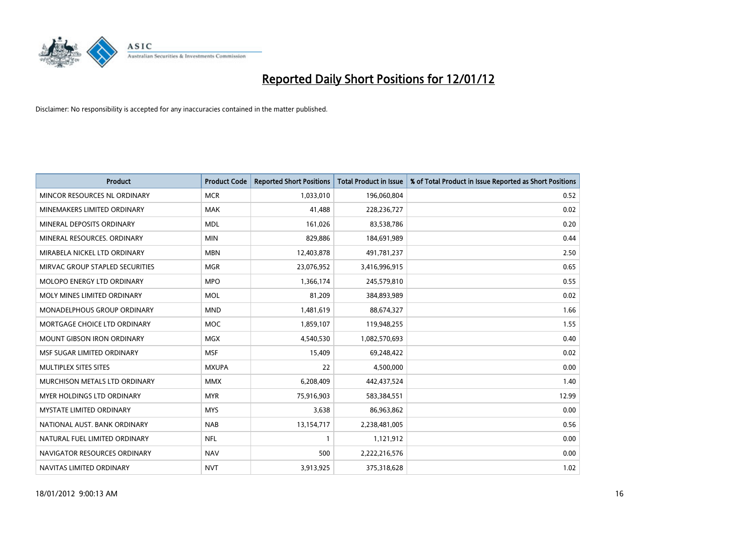# Reported Daily Short Positions for 12/01/12

Disclaimer: No responsibility is accepted for any inaccuracies contained in the matter published.

| Product | Product Code | Reported Short Positions | Total Product in Issue | % of Total Product in Issue Reported as Short Positions |
|---|---|---|---|---|
| MINCOR RESOURCES NL ORDINARY | MCR | 1,033,010 | 196,060,804 | 0.52 |
| MINEMAKERS LIMITED ORDINARY | MAK | 41,488 | 228,236,727 | 0.02 |
| MINERAL DEPOSITS ORDINARY | MDL | 161,026 | 83,538,786 | 0.20 |
| MINERAL RESOURCES. ORDINARY | MIN | 829,886 | 184,691,989 | 0.44 |
| MIRABELA NICKEL LTD ORDINARY | MBN | 12,403,878 | 491,781,237 | 2.50 |
| MIRVAC GROUP STAPLED SECURITIES | MGR | 23,076,952 | 3,416,996,915 | 0.65 |
| MOLOPO ENERGY LTD ORDINARY | MPO | 1,366,174 | 245,579,810 | 0.55 |
| MOLY MINES LIMITED ORDINARY | MOL | 81,209 | 384,893,989 | 0.02 |
| MONADELPHOUS GROUP ORDINARY | MND | 1,481,619 | 88,674,327 | 1.66 |
| MORTGAGE CHOICE LTD ORDINARY | MOC | 1,859,107 | 119,948,255 | 1.55 |
| MOUNT GIBSON IRON ORDINARY | MGX | 4,540,530 | 1,082,570,693 | 0.40 |
| MSF SUGAR LIMITED ORDINARY | MSF | 15,409 | 69,248,422 | 0.02 |
| MULTIPLEX SITES SITES | MXUPA | 22 | 4,500,000 | 0.00 |
| MURCHISON METALS LTD ORDINARY | MMX | 6,208,409 | 442,437,524 | 1.40 |
| MYER HOLDINGS LTD ORDINARY | MYR | 75,916,903 | 583,384,551 | 12.99 |
| MYSTATE LIMITED ORDINARY | MYS | 3,638 | 86,963,862 | 0.00 |
| NATIONAL AUST. BANK ORDINARY | NAB | 13,154,717 | 2,238,481,005 | 0.56 |
| NATURAL FUEL LIMITED ORDINARY | NFL | 1 | 1,121,912 | 0.00 |
| NAVIGATOR RESOURCES ORDINARY | NAV | 500 | 2,222,216,576 | 0.00 |
| NAVITAS LIMITED ORDINARY | NVT | 3,913,925 | 375,318,628 | 1.02 |

18/01/2012 9:00:13 AM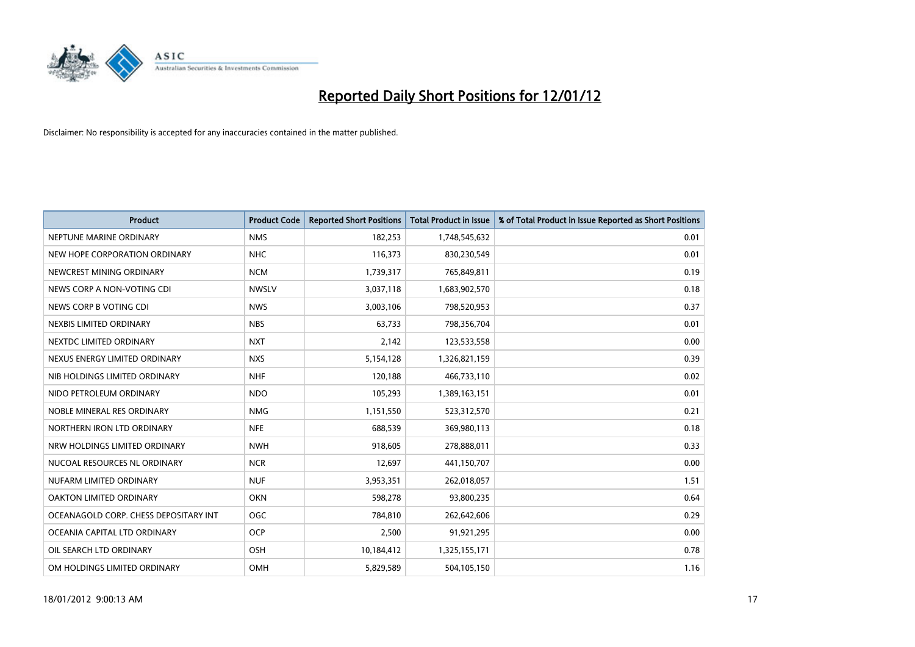# Reported Daily Short Positions for 12/01/12

Disclaimer: No responsibility is accepted for any inaccuracies contained in the matter published.

| Product | Product Code | Reported Short Positions | Total Product in Issue | % of Total Product in Issue Reported as Short Positions |
|---|---|---|---|---|
| NEPTUNE MARINE ORDINARY | NMS | 182,253 | 1,748,545,632 | 0.01 |
| NEW HOPE CORPORATION ORDINARY | NHC | 116,373 | 830,230,549 | 0.01 |
| NEWCREST MINING ORDINARY | NCM | 1,739,317 | 765,849,811 | 0.19 |
| NEWS CORP A NON-VOTING CDI | NWSLV | 3,037,118 | 1,683,902,570 | 0.18 |
| NEWS CORP B VOTING CDI | NWS | 3,003,106 | 798,520,953 | 0.37 |
| NEXBIS LIMITED ORDINARY | NBS | 63,733 | 798,356,704 | 0.01 |
| NEXTDC LIMITED ORDINARY | NXT | 2,142 | 123,533,558 | 0.00 |
| NEXUS ENERGY LIMITED ORDINARY | NXS | 5,154,128 | 1,326,821,159 | 0.39 |
| NIB HOLDINGS LIMITED ORDINARY | NHF | 120,188 | 466,733,110 | 0.02 |
| NIDO PETROLEUM ORDINARY | NDO | 105,293 | 1,389,163,151 | 0.01 |
| NOBLE MINERAL RES ORDINARY | NMG | 1,151,550 | 523,312,570 | 0.21 |
| NORTHERN IRON LTD ORDINARY | NFE | 688,539 | 369,980,113 | 0.18 |
| NRW HOLDINGS LIMITED ORDINARY | NWH | 918,605 | 278,888,011 | 0.33 |
| NUCOAL RESOURCES NL ORDINARY | NCR | 12,697 | 441,150,707 | 0.00 |
| NUFARM LIMITED ORDINARY | NUF | 3,953,351 | 262,018,057 | 1.51 |
| OAKTON LIMITED ORDINARY | OKN | 598,278 | 93,800,235 | 0.64 |
| OCEANAGOLD CORP. CHESS DEPOSITARY INT | OGC | 784,810 | 262,642,606 | 0.29 |
| OCEANIA CAPITAL LTD ORDINARY | OCP | 2,500 | 91,921,295 | 0.00 |
| OIL SEARCH LTD ORDINARY | OSH | 10,184,412 | 1,325,155,171 | 0.78 |
| OM HOLDINGS LIMITED ORDINARY | OMH | 5,829,589 | 504,105,150 | 1.16 |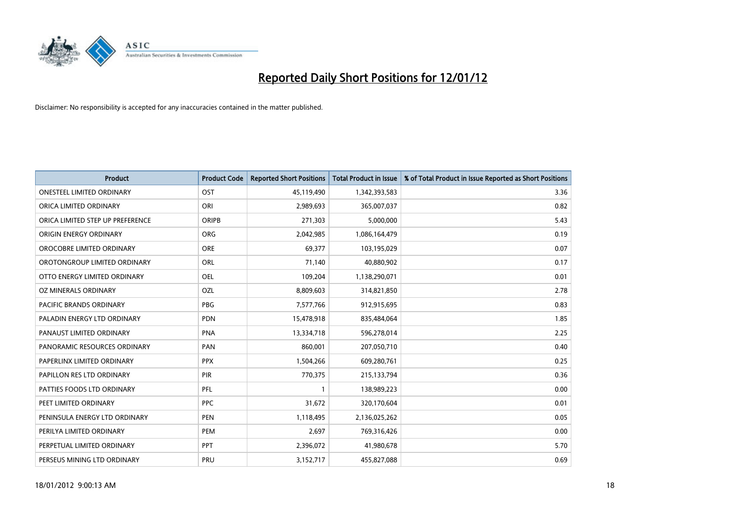# Reported Daily Short Positions for 12/01/12

Disclaimer: No responsibility is accepted for any inaccuracies contained in the matter published.

| Product | Product Code | Reported Short Positions | Total Product in Issue | % of Total Product in Issue Reported as Short Positions |
|---|---|---|---|---|
| ONESTEEL LIMITED ORDINARY | OST | 45,119,490 | 1,342,393,583 | 3.36 |
| ORICA LIMITED ORDINARY | ORI | 2,989,693 | 365,007,037 | 0.82 |
| ORICA LIMITED STEP UP PREFERENCE | ORIPB | 271,303 | 5,000,000 | 5.43 |
| ORIGIN ENERGY ORDINARY | ORG | 2,042,985 | 1,086,164,479 | 0.19 |
| OROCOBRE LIMITED ORDINARY | ORE | 69,377 | 103,195,029 | 0.07 |
| OROTONGROUP LIMITED ORDINARY | ORL | 71,140 | 40,880,902 | 0.17 |
| OTTO ENERGY LIMITED ORDINARY | OEL | 109,204 | 1,138,290,071 | 0.01 |
| OZ MINERALS ORDINARY | OZL | 8,809,603 | 314,821,850 | 2.78 |
| PACIFIC BRANDS ORDINARY | PBG | 7,577,766 | 912,915,695 | 0.83 |
| PALADIN ENERGY LTD ORDINARY | PDN | 15,478,918 | 835,484,064 | 1.85 |
| PANAUST LIMITED ORDINARY | PNA | 13,334,718 | 596,278,014 | 2.25 |
| PANORAMIC RESOURCES ORDINARY | PAN | 860,001 | 207,050,710 | 0.40 |
| PAPERLINX LIMITED ORDINARY | PPX | 1,504,266 | 609,280,761 | 0.25 |
| PAPILLON RES LTD ORDINARY | PIR | 770,375 | 215,133,794 | 0.36 |
| PATTIES FOODS LTD ORDINARY | PFL | 1 | 138,989,223 | 0.00 |
| PEET LIMITED ORDINARY | PPC | 31,672 | 320,170,604 | 0.01 |
| PENINSULA ENERGY LTD ORDINARY | PEN | 1,118,495 | 2,136,025,262 | 0.05 |
| PERILYA LIMITED ORDINARY | PEM | 2,697 | 769,316,426 | 0.00 |
| PERPETUAL LIMITED ORDINARY | PPT | 2,396,072 | 41,980,678 | 5.70 |
| PERSEUS MINING LTD ORDINARY | PRU | 3,152,717 | 455,827,088 | 0.69 |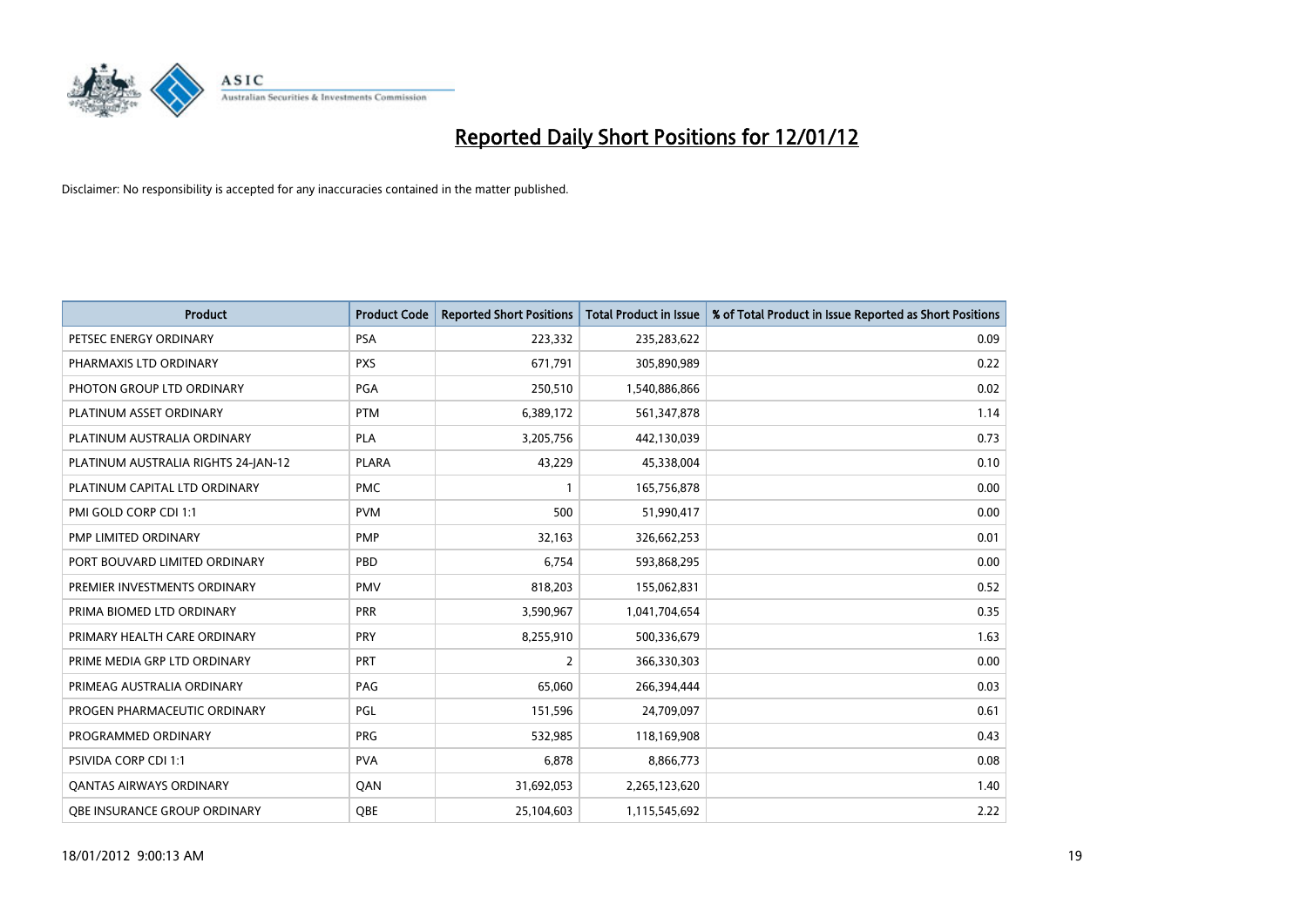# Reported Daily Short Positions for 12/01/12

Disclaimer: No responsibility is accepted for any inaccuracies contained in the matter published.

| Product | Product Code | Reported Short Positions | Total Product in Issue | % of Total Product in Issue Reported as Short Positions |
|---|---|---|---|---|
| PETSEC ENERGY ORDINARY | PSA | 223,332 | 235,283,622 | 0.09 |
| PHARMAXIS LTD ORDINARY | PXS | 671,791 | 305,890,989 | 0.22 |
| PHOTON GROUP LTD ORDINARY | PGA | 250,510 | 1,540,886,866 | 0.02 |
| PLATINUM ASSET ORDINARY | PTM | 6,389,172 | 561,347,878 | 1.14 |
| PLATINUM AUSTRALIA ORDINARY | PLA | 3,205,756 | 442,130,039 | 0.73 |
| PLATINUM AUSTRALIA RIGHTS 24-JAN-12 | PLARA | 43,229 | 45,338,004 | 0.10 |
| PLATINUM CAPITAL LTD ORDINARY | PMC | 1 | 165,756,878 | 0.00 |
| PMI GOLD CORP CDI 1:1 | PVM | 500 | 51,990,417 | 0.00 |
| PMP LIMITED ORDINARY | PMP | 32,163 | 326,662,253 | 0.01 |
| PORT BOUVARD LIMITED ORDINARY | PBD | 6,754 | 593,868,295 | 0.00 |
| PREMIER INVESTMENTS ORDINARY | PMV | 818,203 | 155,062,831 | 0.52 |
| PRIMA BIOMED LTD ORDINARY | PRR | 3,590,967 | 1,041,704,654 | 0.35 |
| PRIMARY HEALTH CARE ORDINARY | PRY | 8,255,910 | 500,336,679 | 1.63 |
| PRIME MEDIA GRP LTD ORDINARY | PRT | 2 | 366,330,303 | 0.00 |
| PRIMEAG AUSTRALIA ORDINARY | PAG | 65,060 | 266,394,444 | 0.03 |
| PROGEN PHARMACEUTIC ORDINARY | PGL | 151,596 | 24,709,097 | 0.61 |
| PROGRAMMED ORDINARY | PRG | 532,985 | 118,169,908 | 0.43 |
| PSIVIDA CORP CDI 1:1 | PVA | 6,878 | 8,866,773 | 0.08 |
| QANTAS AIRWAYS ORDINARY | QAN | 31,692,053 | 2,265,123,620 | 1.40 |
| QBE INSURANCE GROUP ORDINARY | QBE | 25,104,603 | 1,115,545,692 | 2.22 |

18/01/2012 9:00:13 AM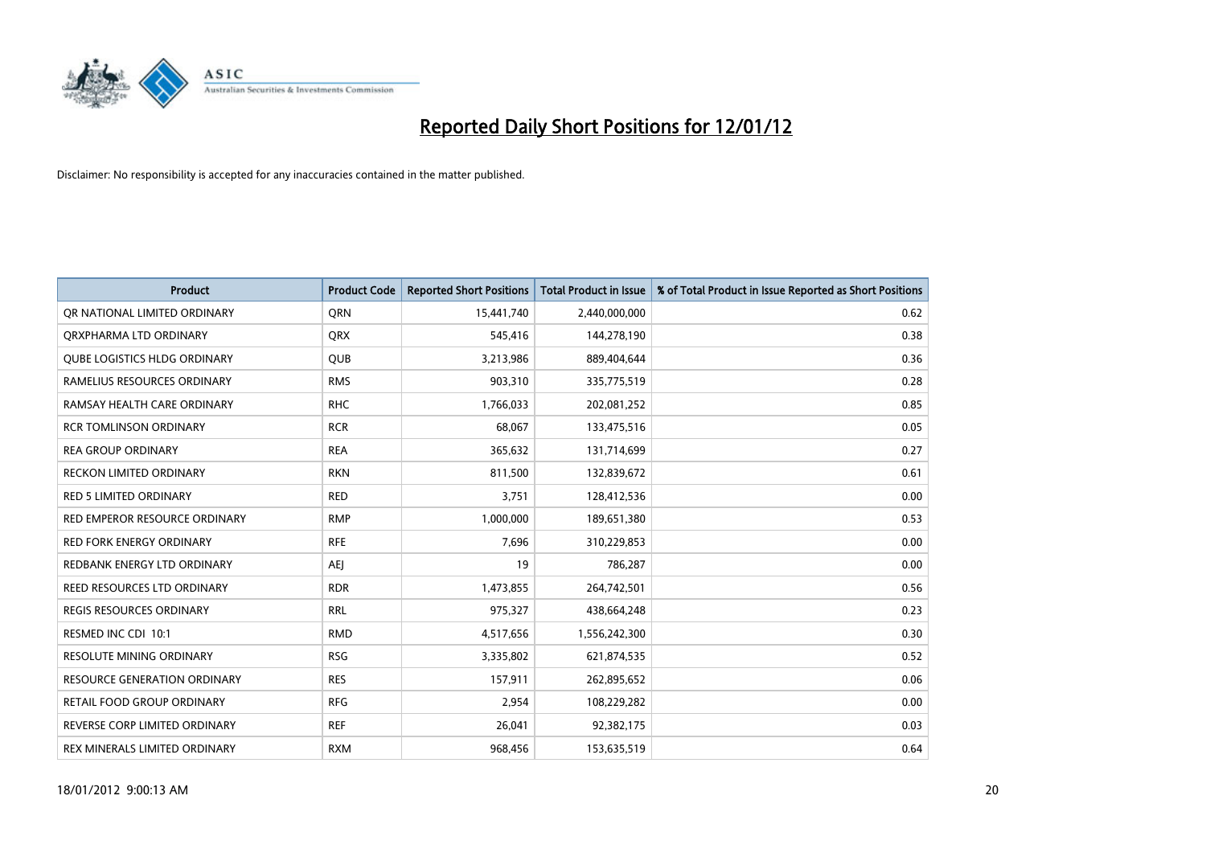# Reported Daily Short Positions for 12/01/12

Disclaimer: No responsibility is accepted for any inaccuracies contained in the matter published.

| Product | Product Code | Reported Short Positions | Total Product in Issue | % of Total Product in Issue Reported as Short Positions |
|---|---|---|---|---|
| QR NATIONAL LIMITED ORDINARY | QRN | 15,441,740 | 2,440,000,000 | 0.62 |
| QRXPHARMA LTD ORDINARY | QRX | 545,416 | 144,278,190 | 0.38 |
| QUBE LOGISTICS HLDG ORDINARY | QUB | 3,213,986 | 889,404,644 | 0.36 |
| RAMELIUS RESOURCES ORDINARY | RMS | 903,310 | 335,775,519 | 0.28 |
| RAMSAY HEALTH CARE ORDINARY | RHC | 1,766,033 | 202,081,252 | 0.85 |
| RCR TOMLINSON ORDINARY | RCR | 68,067 | 133,475,516 | 0.05 |
| REA GROUP ORDINARY | REA | 365,632 | 131,714,699 | 0.27 |
| RECKON LIMITED ORDINARY | RKN | 811,500 | 132,839,672 | 0.61 |
| RED 5 LIMITED ORDINARY | RED | 3,751 | 128,412,536 | 0.00 |
| RED EMPEROR RESOURCE ORDINARY | RMP | 1,000,000 | 189,651,380 | 0.53 |
| RED FORK ENERGY ORDINARY | RFE | 7,696 | 310,229,853 | 0.00 |
| REDBANK ENERGY LTD ORDINARY | AEJ | 19 | 786,287 | 0.00 |
| REED RESOURCES LTD ORDINARY | RDR | 1,473,855 | 264,742,501 | 0.56 |
| REGIS RESOURCES ORDINARY | RRL | 975,327 | 438,664,248 | 0.23 |
| RESMED INC CDI 10:1 | RMD | 4,517,656 | 1,556,242,300 | 0.30 |
| RESOLUTE MINING ORDINARY | RSG | 3,335,802 | 621,874,535 | 0.52 |
| RESOURCE GENERATION ORDINARY | RES | 157,911 | 262,895,652 | 0.06 |
| RETAIL FOOD GROUP ORDINARY | RFG | 2,954 | 108,229,282 | 0.00 |
| REVERSE CORP LIMITED ORDINARY | REF | 26,041 | 92,382,175 | 0.03 |
| REX MINERALS LIMITED ORDINARY | RXM | 968,456 | 153,635,519 | 0.64 |

18/01/2012 9:00:13 AM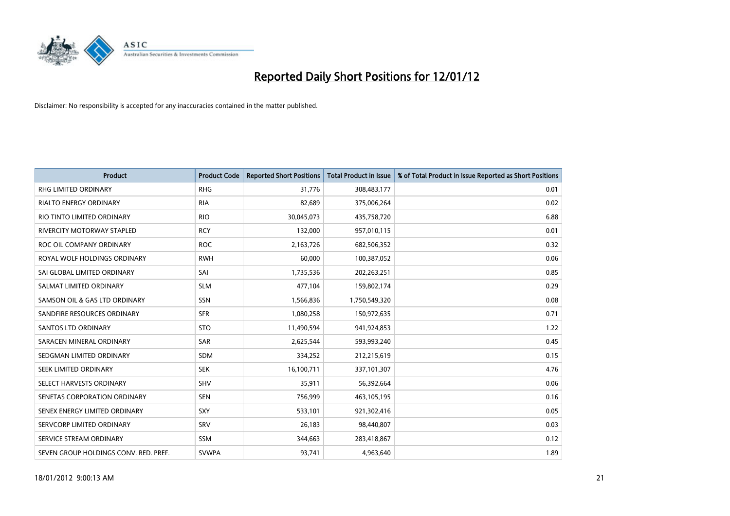# Reported Daily Short Positions for 12/01/12

Disclaimer: No responsibility is accepted for any inaccuracies contained in the matter published.

| Product | Product Code | Reported Short Positions | Total Product in Issue | % of Total Product in Issue Reported as Short Positions |
|---|---|---|---|---|
| RHG LIMITED ORDINARY | RHG | 31,776 | 308,483,177 | 0.01 |
| RIALTO ENERGY ORDINARY | RIA | 82,689 | 375,006,264 | 0.02 |
| RIO TINTO LIMITED ORDINARY | RIO | 30,045,073 | 435,758,720 | 6.88 |
| RIVERCITY MOTORWAY STAPLED | RCY | 132,000 | 957,010,115 | 0.01 |
| ROC OIL COMPANY ORDINARY | ROC | 2,163,726 | 682,506,352 | 0.32 |
| ROYAL WOLF HOLDINGS ORDINARY | RWH | 60,000 | 100,387,052 | 0.06 |
| SAI GLOBAL LIMITED ORDINARY | SAI | 1,735,536 | 202,263,251 | 0.85 |
| SALMAT LIMITED ORDINARY | SLM | 477,104 | 159,802,174 | 0.29 |
| SAMSON OIL & GAS LTD ORDINARY | SSN | 1,566,836 | 1,750,549,320 | 0.08 |
| SANDFIRE RESOURCES ORDINARY | SFR | 1,080,258 | 150,972,635 | 0.71 |
| SANTOS LTD ORDINARY | STO | 11,490,594 | 941,924,853 | 1.22 |
| SARACEN MINERAL ORDINARY | SAR | 2,625,544 | 593,993,240 | 0.45 |
| SEDGMAN LIMITED ORDINARY | SDM | 334,252 | 212,215,619 | 0.15 |
| SEEK LIMITED ORDINARY | SEK | 16,100,711 | 337,101,307 | 4.76 |
| SELECT HARVESTS ORDINARY | SHV | 35,911 | 56,392,664 | 0.06 |
| SENETAS CORPORATION ORDINARY | SEN | 756,999 | 463,105,195 | 0.16 |
| SENEX ENERGY LIMITED ORDINARY | SXY | 533,101 | 921,302,416 | 0.05 |
| SERVCORP LIMITED ORDINARY | SRV | 26,183 | 98,440,807 | 0.03 |
| SERVICE STREAM ORDINARY | SSM | 344,663 | 283,418,867 | 0.12 |
| SEVEN GROUP HOLDINGS CONV. RED. PREF. | SVWPA | 93,741 | 4,963,640 | 1.89 |

18/01/2012 9:00:13 AM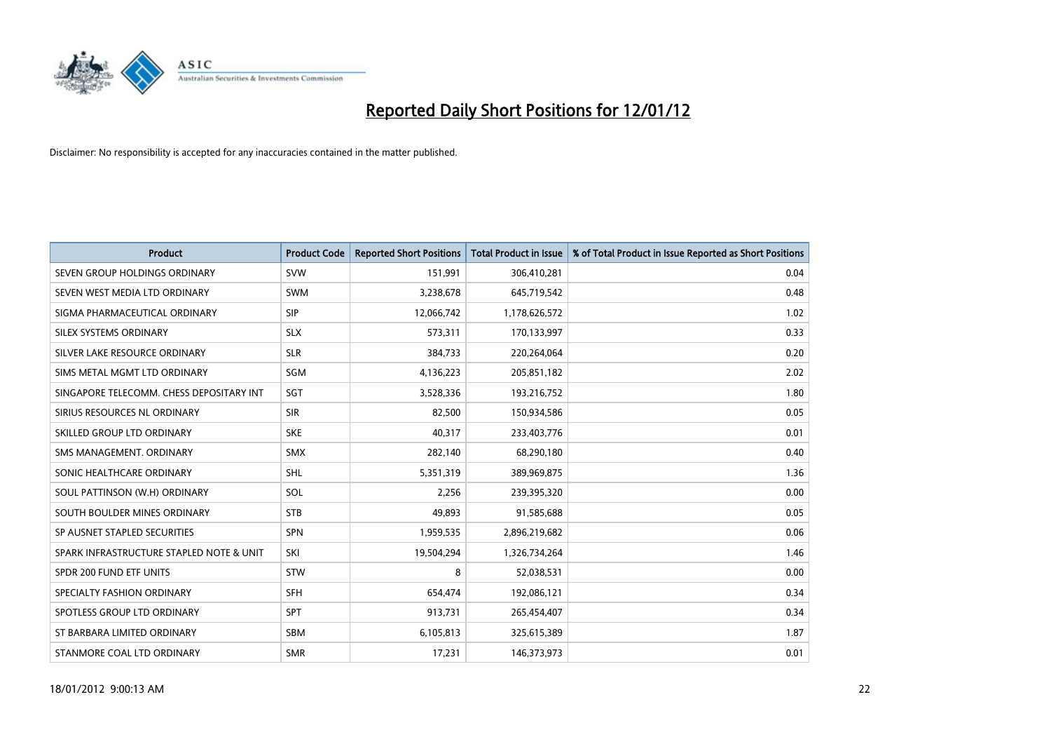# Reported Daily Short Positions for 12/01/12

Disclaimer: No responsibility is accepted for any inaccuracies contained in the matter published.

| Product | Product Code | Reported Short Positions | Total Product in Issue | % of Total Product in Issue Reported as Short Positions |
|---|---|---|---|---|
| SEVEN GROUP HOLDINGS ORDINARY | SVW | 151,991 | 306,410,281 | 0.04 |
| SEVEN WEST MEDIA LTD ORDINARY | SWM | 3,238,678 | 645,719,542 | 0.48 |
| SIGMA PHARMACEUTICAL ORDINARY | SIP | 12,066,742 | 1,178,626,572 | 1.02 |
| SILEX SYSTEMS ORDINARY | SLX | 573,311 | 170,133,997 | 0.33 |
| SILVER LAKE RESOURCE ORDINARY | SLR | 384,733 | 220,264,064 | 0.20 |
| SIMS METAL MGMT LTD ORDINARY | SGM | 4,136,223 | 205,851,182 | 2.02 |
| SINGAPORE TELECOMM. CHESS DEPOSITARY INT | SGT | 3,528,336 | 193,216,752 | 1.80 |
| SIRIUS RESOURCES NL ORDINARY | SIR | 82,500 | 150,934,586 | 0.05 |
| SKILLED GROUP LTD ORDINARY | SKE | 40,317 | 233,403,776 | 0.01 |
| SMS MANAGEMENT. ORDINARY | SMX | 282,140 | 68,290,180 | 0.40 |
| SONIC HEALTHCARE ORDINARY | SHL | 5,351,319 | 389,969,875 | 1.36 |
| SOUL PATTINSON (W.H) ORDINARY | SOL | 2,256 | 239,395,320 | 0.00 |
| SOUTH BOULDER MINES ORDINARY | STB | 49,893 | 91,585,688 | 0.05 |
| SP AUSNET STAPLED SECURITIES | SPN | 1,959,535 | 2,896,219,682 | 0.06 |
| SPARK INFRASTRUCTURE STAPLED NOTE & UNIT | SKI | 19,504,294 | 1,326,734,264 | 1.46 |
| SPDR 200 FUND ETF UNITS | STW | 8 | 52,038,531 | 0.00 |
| SPECIALTY FASHION ORDINARY | SFH | 654,474 | 192,086,121 | 0.34 |
| SPOTLESS GROUP LTD ORDINARY | SPT | 913,731 | 265,454,407 | 0.34 |
| ST BARBARA LIMITED ORDINARY | SBM | 6,105,813 | 325,615,389 | 1.87 |
| STANMORE COAL LTD ORDINARY | SMR | 17,231 | 146,373,973 | 0.01 |

18/01/2012 9:00:13 AM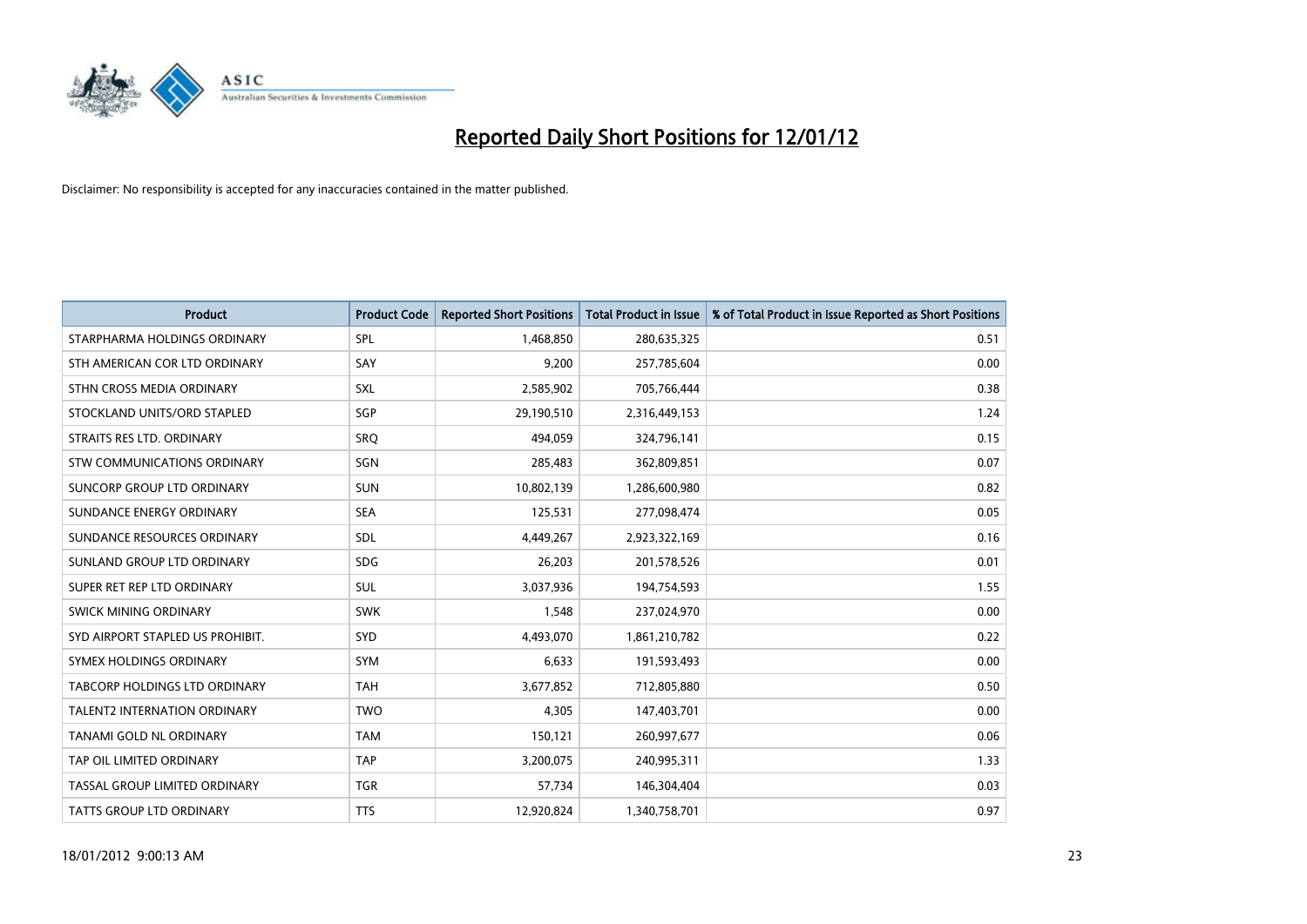# Reported Daily Short Positions for 12/01/12

Disclaimer: No responsibility is accepted for any inaccuracies contained in the matter published.

| Product | Product Code | Reported Short Positions | Total Product in Issue | % of Total Product in Issue Reported as Short Positions |
|---|---|---|---|---|
| STARPHARMA HOLDINGS ORDINARY | SPL | 1,468,850 | 280,635,325 | 0.51 |
| STH AMERICAN COR LTD ORDINARY | SAY | 9,200 | 257,785,604 | 0.00 |
| STHN CROSS MEDIA ORDINARY | SXL | 2,585,902 | 705,766,444 | 0.38 |
| STOCKLAND UNITS/ORD STAPLED | SGP | 29,190,510 | 2,316,449,153 | 1.24 |
| STRAITS RES LTD. ORDINARY | SRQ | 494,059 | 324,796,141 | 0.15 |
| STW COMMUNICATIONS ORDINARY | SGN | 285,483 | 362,809,851 | 0.07 |
| SUNCORP GROUP LTD ORDINARY | SUN | 10,802,139 | 1,286,600,980 | 0.82 |
| SUNDANCE ENERGY ORDINARY | SEA | 125,531 | 277,098,474 | 0.05 |
| SUNDANCE RESOURCES ORDINARY | SDL | 4,449,267 | 2,923,322,169 | 0.16 |
| SUNLAND GROUP LTD ORDINARY | SDG | 26,203 | 201,578,526 | 0.01 |
| SUPER RET REP LTD ORDINARY | SUL | 3,037,936 | 194,754,593 | 1.55 |
| SWICK MINING ORDINARY | SWK | 1,548 | 237,024,970 | 0.00 |
| SYD AIRPORT STAPLED US PROHIBIT. | SYD | 4,493,070 | 1,861,210,782 | 0.22 |
| SYMEX HOLDINGS ORDINARY | SYM | 6,633 | 191,593,493 | 0.00 |
| TABCORP HOLDINGS LTD ORDINARY | TAH | 3,677,852 | 712,805,880 | 0.50 |
| TALENT2 INTERNATION ORDINARY | TWO | 4,305 | 147,403,701 | 0.00 |
| TANAMI GOLD NL ORDINARY | TAM | 150,121 | 260,997,677 | 0.06 |
| TAP OIL LIMITED ORDINARY | TAP | 3,200,075 | 240,995,311 | 1.33 |
| TASSAL GROUP LIMITED ORDINARY | TGR | 57,734 | 146,304,404 | 0.03 |
| TATTS GROUP LTD ORDINARY | TTS | 12,920,824 | 1,340,758,701 | 0.97 |

18/01/2012 9:00:13 AM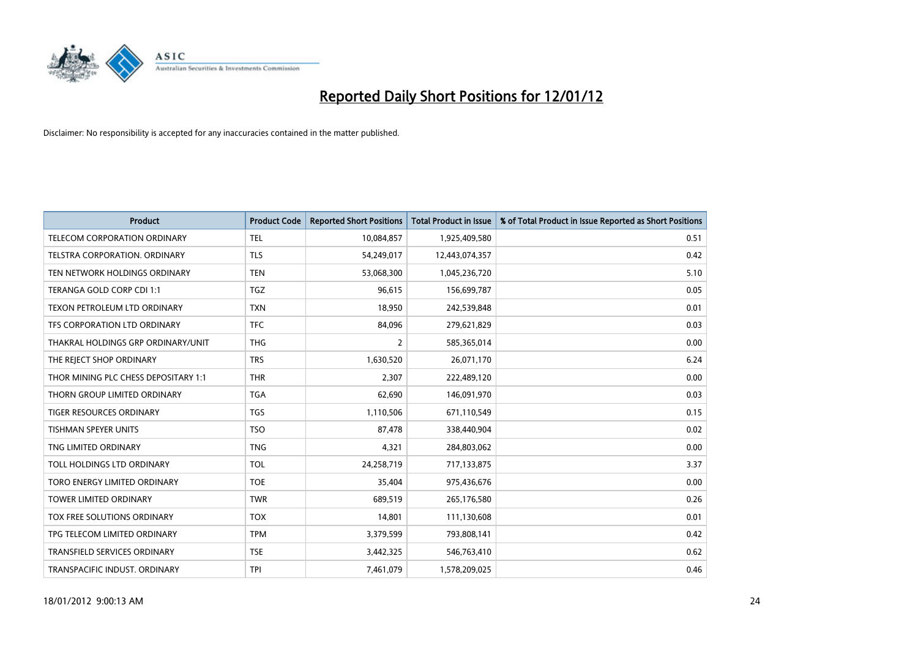# Reported Daily Short Positions for 12/01/12

Disclaimer: No responsibility is accepted for any inaccuracies contained in the matter published.

| Product | Product Code | Reported Short Positions | Total Product in Issue | % of Total Product in Issue Reported as Short Positions |
| --- | --- | --- | --- | --- |
| TELECOM CORPORATION ORDINARY | TEL | 10,084,857 | 1,925,409,580 | 0.51 |
| TELSTRA CORPORATION. ORDINARY | TLS | 54,249,017 | 12,443,074,357 | 0.42 |
| TEN NETWORK HOLDINGS ORDINARY | TEN | 53,068,300 | 1,045,236,720 | 5.10 |
| TERANGA GOLD CORP CDI 1:1 | TGZ | 96,615 | 156,699,787 | 0.05 |
| TEXON PETROLEUM LTD ORDINARY | TXN | 18,950 | 242,539,848 | 0.01 |
| TFS CORPORATION LTD ORDINARY | TFC | 84,096 | 279,621,829 | 0.03 |
| THAKRAL HOLDINGS GRP ORDINARY/UNIT | THG | 2 | 585,365,014 | 0.00 |
| THE REJECT SHOP ORDINARY | TRS | 1,630,520 | 26,071,170 | 6.24 |
| THOR MINING PLC CHESS DEPOSITARY 1:1 | THR | 2,307 | 222,489,120 | 0.00 |
| THORN GROUP LIMITED ORDINARY | TGA | 62,690 | 146,091,970 | 0.03 |
| TIGER RESOURCES ORDINARY | TGS | 1,110,506 | 671,110,549 | 0.15 |
| TISHMAN SPEYER UNITS | TSO | 87,478 | 338,440,904 | 0.02 |
| TNG LIMITED ORDINARY | TNG | 4,321 | 284,803,062 | 0.00 |
| TOLL HOLDINGS LTD ORDINARY | TOL | 24,258,719 | 717,133,875 | 3.37 |
| TORO ENERGY LIMITED ORDINARY | TOE | 35,404 | 975,436,676 | 0.00 |
| TOWER LIMITED ORDINARY | TWR | 689,519 | 265,176,580 | 0.26 |
| TOX FREE SOLUTIONS ORDINARY | TOX | 14,801 | 111,130,608 | 0.01 |
| TPG TELECOM LIMITED ORDINARY | TPM | 3,379,599 | 793,808,141 | 0.42 |
| TRANSFIELD SERVICES ORDINARY | TSE | 3,442,325 | 546,763,410 | 0.62 |
| TRANSPACIFIC INDUST. ORDINARY | TPI | 7,461,079 | 1,578,209,025 | 0.46 |

18/01/2012 9:00:13 AM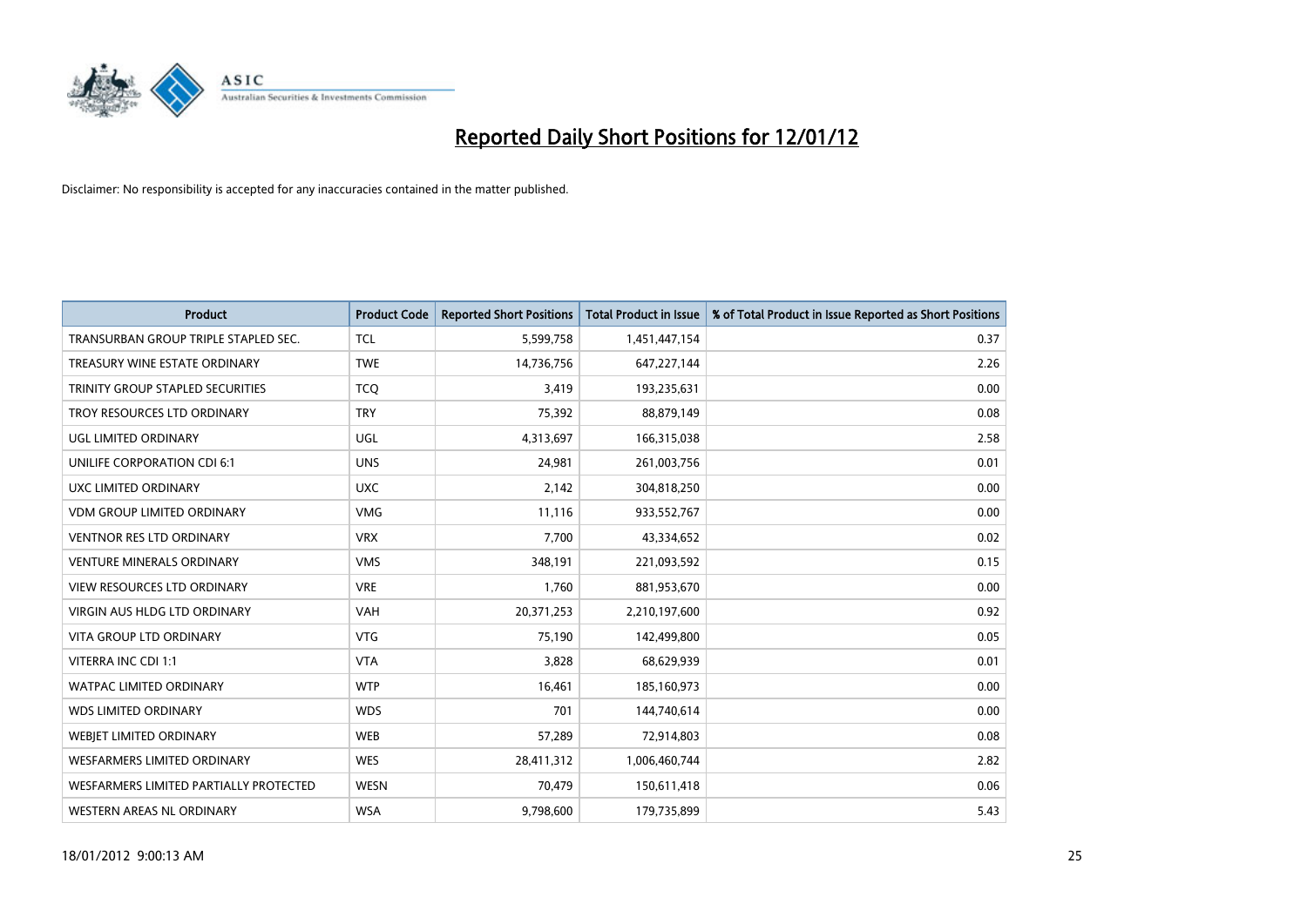# Reported Daily Short Positions for 12/01/12

Disclaimer: No responsibility is accepted for any inaccuracies contained in the matter published.

| Product | Product Code | Reported Short Positions | Total Product in Issue | % of Total Product in Issue Reported as Short Positions |
|---|---|---|---|---|
| TRANSURBAN GROUP TRIPLE STAPLED SEC. | TCL | 5,599,758 | 1,451,447,154 | 0.37 |
| TREASURY WINE ESTATE ORDINARY | TWE | 14,736,756 | 647,227,144 | 2.26 |
| TRINITY GROUP STAPLED SECURITIES | TCQ | 3,419 | 193,235,631 | 0.00 |
| TROY RESOURCES LTD ORDINARY | TRY | 75,392 | 88,879,149 | 0.08 |
| UGL LIMITED ORDINARY | UGL | 4,313,697 | 166,315,038 | 2.58 |
| UNILIFE CORPORATION CDI 6:1 | UNS | 24,981 | 261,003,756 | 0.01 |
| UXC LIMITED ORDINARY | UXC | 2,142 | 304,818,250 | 0.00 |
| VDM GROUP LIMITED ORDINARY | VMG | 11,116 | 933,552,767 | 0.00 |
| VENTNOR RES LTD ORDINARY | VRX | 7,700 | 43,334,652 | 0.02 |
| VENTURE MINERALS ORDINARY | VMS | 348,191 | 221,093,592 | 0.15 |
| VIEW RESOURCES LTD ORDINARY | VRE | 1,760 | 881,953,670 | 0.00 |
| VIRGIN AUS HLDG LTD ORDINARY | VAH | 20,371,253 | 2,210,197,600 | 0.92 |
| VITA GROUP LTD ORDINARY | VTG | 75,190 | 142,499,800 | 0.05 |
| VITERRA INC CDI 1:1 | VTA | 3,828 | 68,629,939 | 0.01 |
| WATPAC LIMITED ORDINARY | WTP | 16,461 | 185,160,973 | 0.00 |
| WDS LIMITED ORDINARY | WDS | 701 | 144,740,614 | 0.00 |
| WEBJET LIMITED ORDINARY | WEB | 57,289 | 72,914,803 | 0.08 |
| WESFARMERS LIMITED ORDINARY | WES | 28,411,312 | 1,006,460,744 | 2.82 |
| WESFARMERS LIMITED PARTIALLY PROTECTED | WESN | 70,479 | 150,611,418 | 0.06 |
| WESTERN AREAS NL ORDINARY | WSA | 9,798,600 | 179,735,899 | 5.43 |

18/01/2012 9:00:13 AM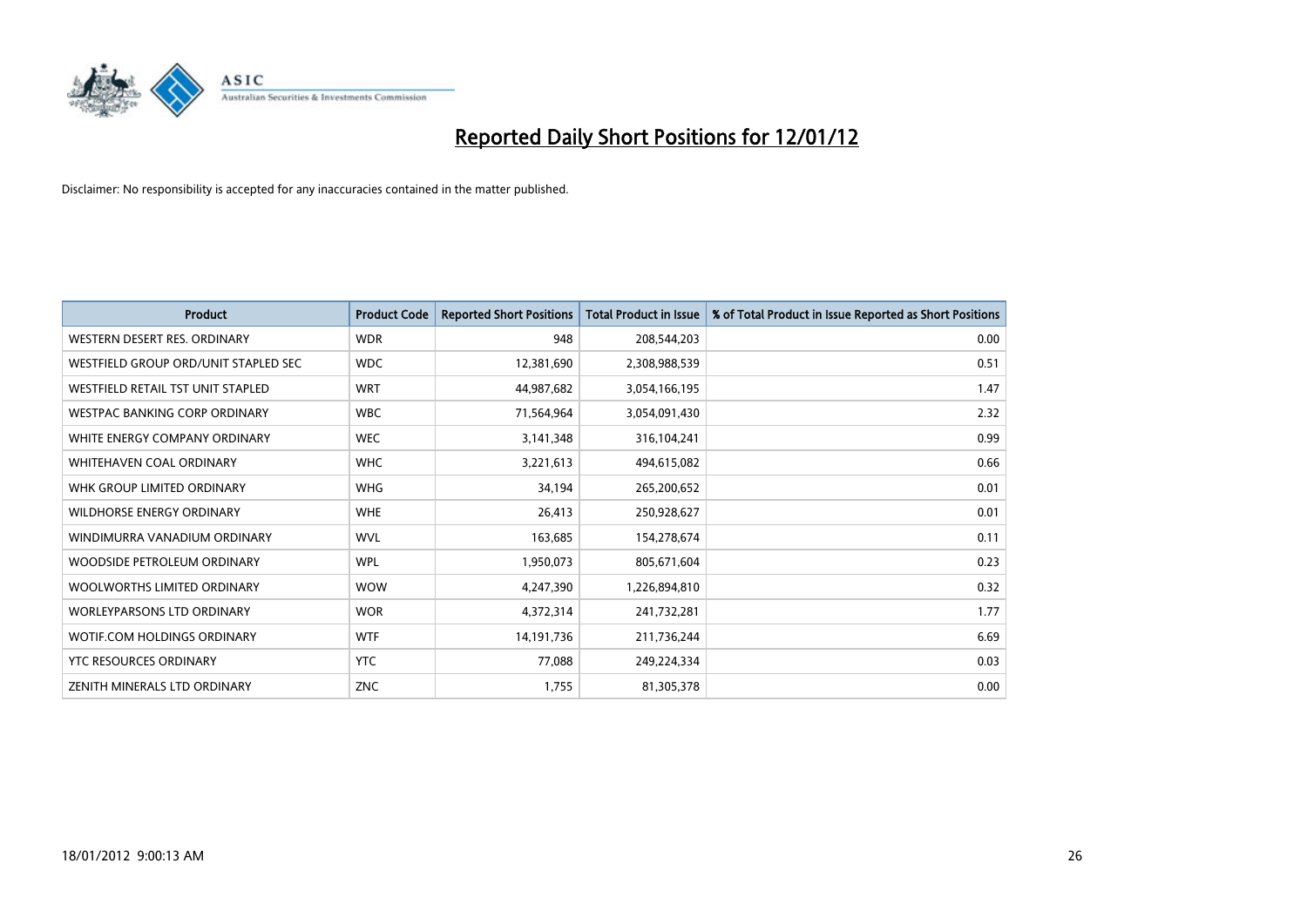# Reported Daily Short Positions for 12/01/12

Disclaimer: No responsibility is accepted for any inaccuracies contained in the matter published.

| Product | Product Code | Reported Short Positions | Total Product in Issue | % of Total Product in Issue Reported as Short Positions |
|---|---|---|---|---|
| WESTERN DESERT RES. ORDINARY | WDR | 948 | 208,544,203 | 0.00 |
| WESTFIELD GROUP ORD/UNIT STAPLED SEC | WDC | 12,381,690 | 2,308,988,539 | 0.51 |
| WESTFIELD RETAIL TST UNIT STAPLED | WRT | 44,987,682 | 3,054,166,195 | 1.47 |
| WESTPAC BANKING CORP ORDINARY | WBC | 71,564,964 | 3,054,091,430 | 2.32 |
| WHITE ENERGY COMPANY ORDINARY | WEC | 3,141,348 | 316,104,241 | 0.99 |
| WHITEHAVEN COAL ORDINARY | WHC | 3,221,613 | 494,615,082 | 0.66 |
| WHK GROUP LIMITED ORDINARY | WHG | 34,194 | 265,200,652 | 0.01 |
| WILDHORSE ENERGY ORDINARY | WHE | 26,413 | 250,928,627 | 0.01 |
| WINDIMURRA VANADIUM ORDINARY | WVL | 163,685 | 154,278,674 | 0.11 |
| WOODSIDE PETROLEUM ORDINARY | WPL | 1,950,073 | 805,671,604 | 0.23 |
| WOOLWORTHS LIMITED ORDINARY | WOW | 4,247,390 | 1,226,894,810 | 0.32 |
| WORLEYPARSONS LTD ORDINARY | WOR | 4,372,314 | 241,732,281 | 1.77 |
| WOTIF.COM HOLDINGS ORDINARY | WTF | 14,191,736 | 211,736,244 | 6.69 |
| YTC RESOURCES ORDINARY | YTC | 77,088 | 249,224,334 | 0.03 |
| ZENITH MINERALS LTD ORDINARY | ZNC | 1,755 | 81,305,378 | 0.00 |